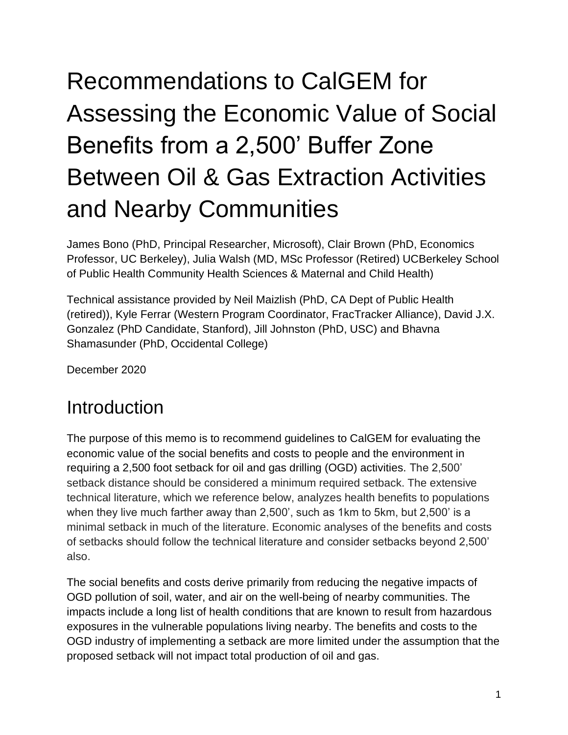# Recommendations to CalGEM for Assessing the Economic Value of Social Benefits from a 2,500' Buffer Zone Between Oil & Gas Extraction Activities and Nearby Communities

James Bono (PhD, Principal Researcher, Microsoft), Clair Brown (PhD, Economics Professor, UC Berkeley), Julia Walsh (MD, MSc Professor (Retired) UCBerkeley School of Public Health Community Health Sciences & Maternal and Child Health)

Technical assistance provided by Neil Maizlish (PhD, CA Dept of Public Health (retired)), Kyle Ferrar (Western Program Coordinator, FracTracker Alliance), David J.X. Gonzalez (PhD Candidate, Stanford), Jill Johnston (PhD, USC) and Bhavna Shamasunder (PhD, Occidental College)

December 2020

## Introduction

The purpose of this memo is to recommend guidelines to CalGEM for evaluating the economic value of the social benefits and costs to people and the environment in requiring a 2,500 foot setback for oil and gas drilling (OGD) activities. The 2,500' setback distance should be considered a minimum required setback. The extensive technical literature, which we reference below, analyzes health benefits to populations when they live much farther away than 2,500', such as 1km to 5km, but 2,500' is a minimal setback in much of the literature. Economic analyses of the benefits and costs of setbacks should follow the technical literature and consider setbacks beyond 2,500' also.

The social benefits and costs derive primarily from reducing the negative impacts of OGD pollution of soil, water, and air on the well-being of nearby communities. The impacts include a long list of health conditions that are known to result from hazardous exposures in the vulnerable populations living nearby. The benefits and costs to the OGD industry of implementing a setback are more limited under the assumption that the proposed setback will not impact total production of oil and gas.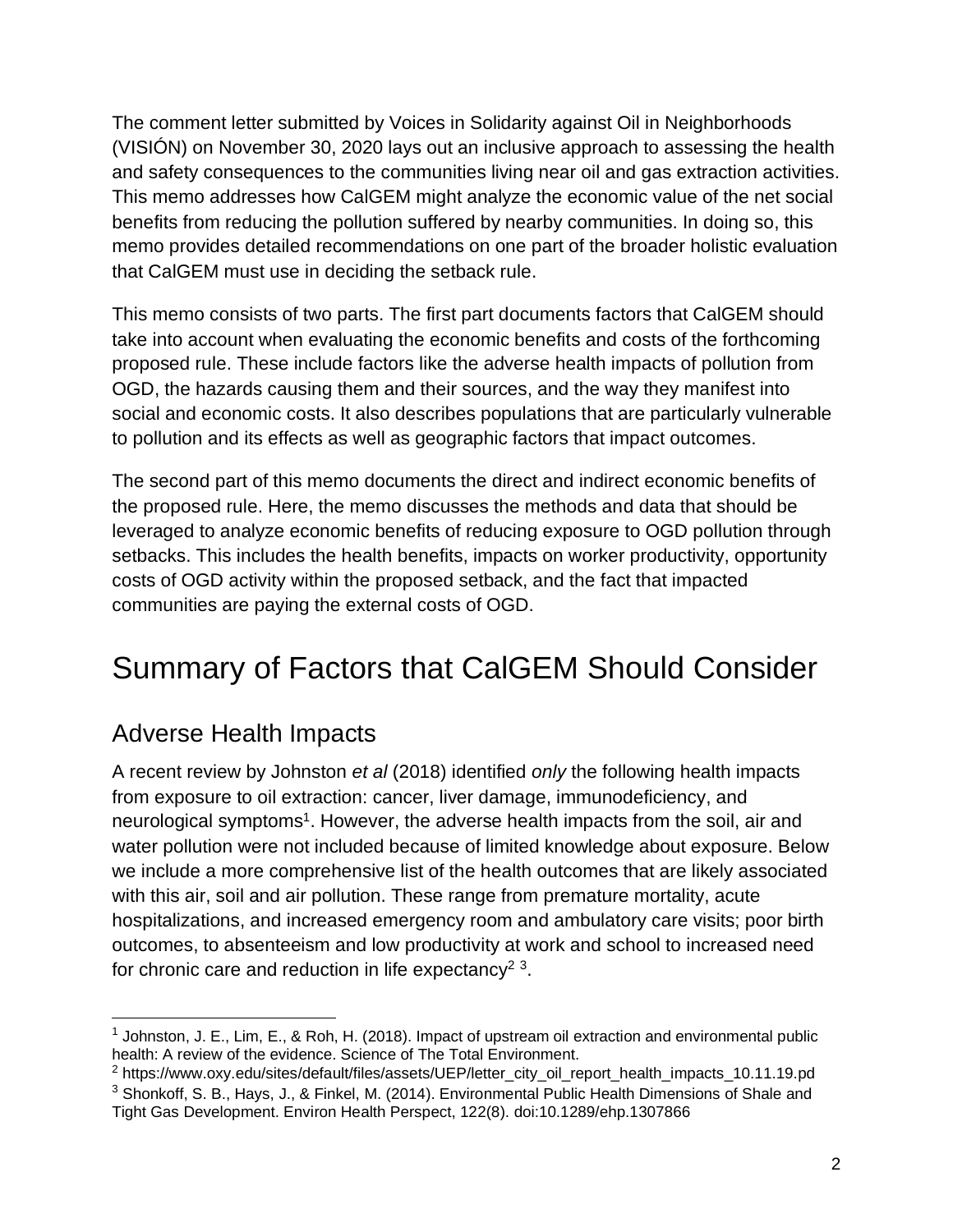The comment letter submitted by Voices in Solidarity against Oil in Neighborhoods (VISIÓN) on November 30, 2020 lays out an inclusive approach to assessing the health and safety consequences to the communities living near oil and gas extraction activities. This memo addresses how CalGEM might analyze the economic value of the net social benefits from reducing the pollution suffered by nearby communities. In doing so, this memo provides detailed recommendations on one part of the broader holistic evaluation that CalGEM must use in deciding the setback rule.

This memo consists of two parts. The first part documents factors that CalGEM should take into account when evaluating the economic benefits and costs of the forthcoming proposed rule. These include factors like the adverse health impacts of pollution from OGD, the hazards causing them and their sources, and the way they manifest into social and economic costs. It also describes populations that are particularly vulnerable to pollution and its effects as well as geographic factors that impact outcomes.

The second part of this memo documents the direct and indirect economic benefits of the proposed rule. Here, the memo discusses the methods and data that should be leveraged to analyze economic benefits of reducing exposure to OGD pollution through setbacks. This includes the health benefits, impacts on worker productivity, opportunity costs of OGD activity within the proposed setback, and the fact that impacted communities are paying the external costs of OGD.

# Summary of Factors that CalGEM Should Consider

## Adverse Health Impacts

A recent review by Johnston *et al* (2018) identified *only* the following health impacts from exposure to oil extraction: cancer, liver damage, immunodeficiency, and neurological symptoms[1]. However, the adverse health impacts from the soil, air and water pollution were not included because of limited knowledge about exposure. Below we include a more comprehensive list of the health outcomes that are likely associated with this air, soil and air pollution. These range from premature mortality, acute hospitalizations, and increased emergency room and ambulatory care visits; poor birth outcomes, to absenteeism and low productivity at work and school to increased need for chronic care and reduction in life expectancy[2] [3].

---

[1] Johnston, J. E., Lim, E., & Roh, H. (2018). Impact of upstream oil extraction and environmental public health: A review of the evidence. Science of The Total Environment.

[2] https://www.oxy.edu/sites/default/files/assets/UEP/letter_city_oil_report_health_impacts_10.11.19.pd

[3] Shonkoff, S. B., Hays, J., & Finkel, M. (2014). Environmental Public Health Dimensions of Shale and Tight Gas Development. Environ Health Perspect, 122(8). doi:10.1289/ehp.1307866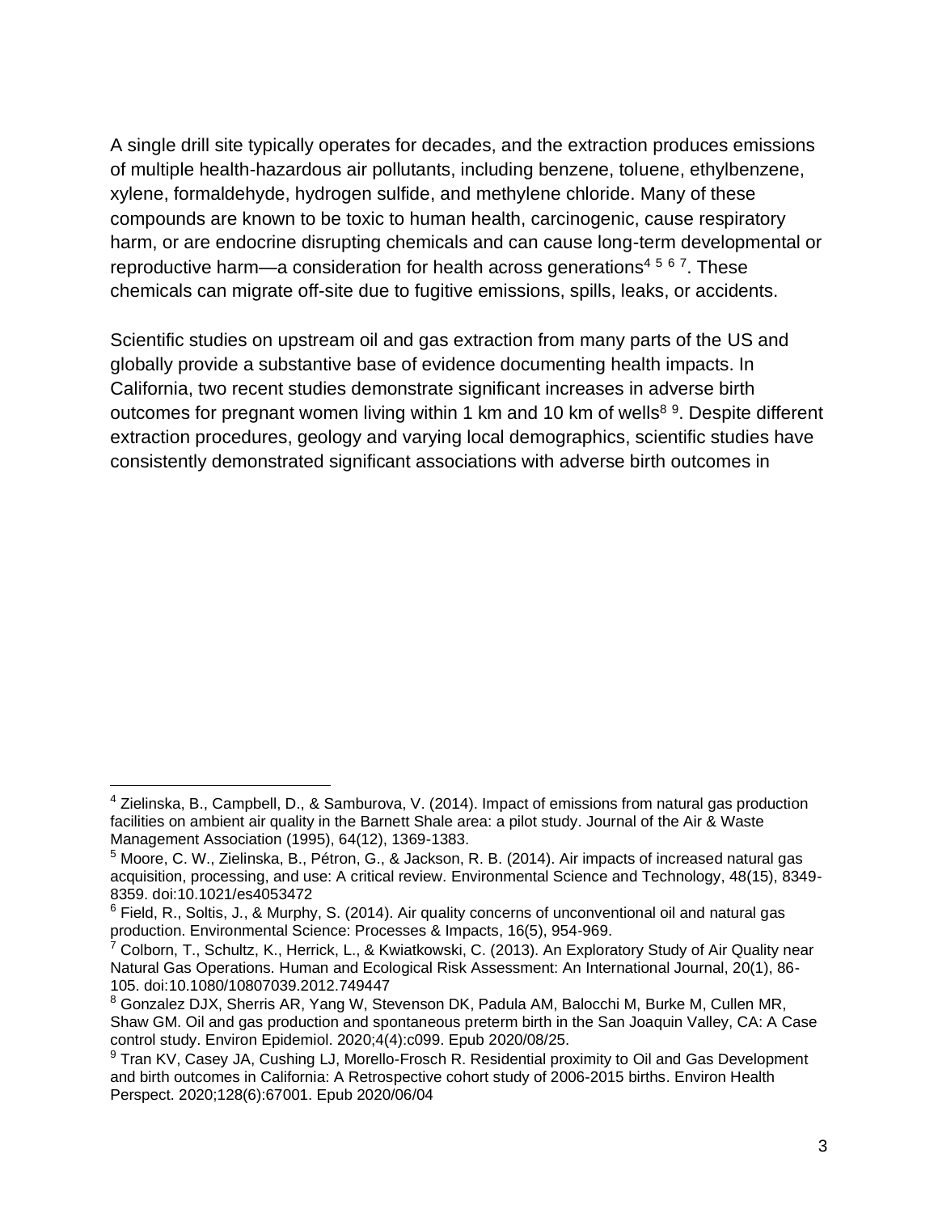A single drill site typically operates for decades, and the extraction produces emissions of multiple health-hazardous air pollutants, including benzene, toluene, ethylbenzene, xylene, formaldehyde, hydrogen sulfide, and methylene chloride. Many of these compounds are known to be toxic to human health, carcinogenic, cause respiratory harm, or are endocrine disrupting chemicals and can cause long-term developmental or reproductive harm—a consideration for health across generations[4 5 6 7]. These chemicals can migrate off-site due to fugitive emissions, spills, leaks, or accidents.

Scientific studies on upstream oil and gas extraction from many parts of the US and globally provide a substantive base of evidence documenting health impacts. In California, two recent studies demonstrate significant increases in adverse birth outcomes for pregnant women living within 1 km and 10 km of wells[8 9]. Despite different extraction procedures, geology and varying local demographics, scientific studies have consistently demonstrated significant associations with adverse birth outcomes in

---

[4] Zielinska, B., Campbell, D., & Samburova, V. (2014). Impact of emissions from natural gas production facilities on ambient air quality in the Barnett Shale area: a pilot study. Journal of the Air & Waste Management Association (1995), 64(12), 1369-1383.

[5] Moore, C. W., Zielinska, B., Pétron, G., & Jackson, R. B. (2014). Air impacts of increased natural gas acquisition, processing, and use: A critical review. Environmental Science and Technology, 48(15), 8349-8359. doi:10.1021/es4053472

[6] Field, R., Soltis, J., & Murphy, S. (2014). Air quality concerns of unconventional oil and natural gas production. Environmental Science: Processes & Impacts, 16(5), 954-969.

[7] Colborn, T., Schultz, K., Herrick, L., & Kwiatkowski, C. (2013). An Exploratory Study of Air Quality near Natural Gas Operations. Human and Ecological Risk Assessment: An International Journal, 20(1), 86-105. doi:10.1080/10807039.2012.749447

[8] Gonzalez DJX, Sherris AR, Yang W, Stevenson DK, Padula AM, Balocchi M, Burke M, Cullen MR, Shaw GM. Oil and gas production and spontaneous preterm birth in the San Joaquin Valley, CA: A Case control study. Environ Epidemiol. 2020;4(4):c099. Epub 2020/08/25.

[9] Tran KV, Casey JA, Cushing LJ, Morello-Frosch R. Residential proximity to Oil and Gas Development and birth outcomes in California: A Retrospective cohort study of 2006-2015 births. Environ Health Perspect. 2020;128(6):67001. Epub 2020/06/04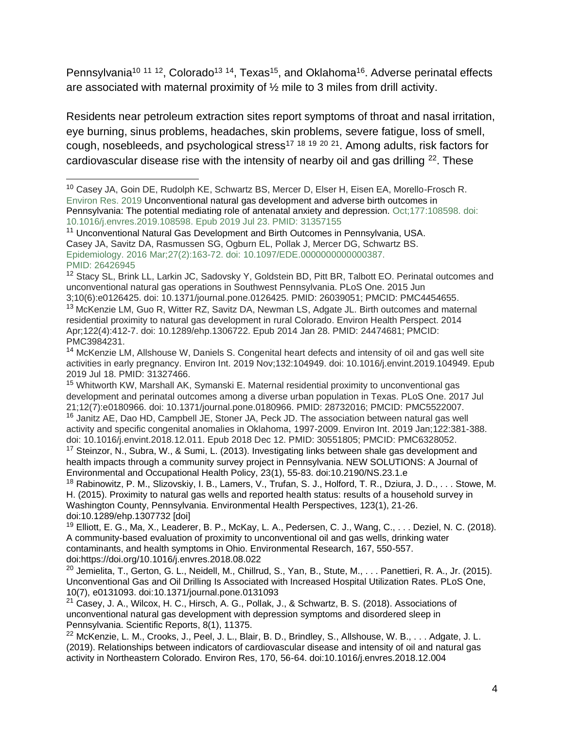Pennsylvania[10 11 12], Colorado[13 14], Texas[15], and Oklahoma[16]. Adverse perinatal effects are associated with maternal proximity of ½ mile to 3 miles from drill activity.

Residents near petroleum extraction sites report symptoms of throat and nasal irritation, eye burning, sinus problems, headaches, skin problems, severe fatigue, loss of smell, cough, nosebleeds, and psychological stress[17 18 19 20 21]. Among adults, risk factors for cardiovascular disease rise with the intensity of nearby oil and gas drilling [22]. These

---

[10] Casey JA, Goin DE, Rudolph KE, Schwartz BS, Mercer D, Elser H, Eisen EA, Morello-Frosch R. Environ Res. 2019 Unconventional natural gas development and adverse birth outcomes in Pennsylvania: The potential mediating role of antenatal anxiety and depression. Oct;177:108598. doi: 10.1016/j.envres.2019.108598. Epub 2019 Jul 23. PMID: 31357155

[11] Unconventional Natural Gas Development and Birth Outcomes in Pennsylvania, USA. Casey JA, Savitz DA, Rasmussen SG, Ogburn EL, Pollak J, Mercer DG, Schwartz BS. Epidemiology. 2016 Mar;27(2):163-72. doi: 10.1097/EDE.0000000000000387. PMID: 26426945

[12] Stacy SL, Brink LL, Larkin JC, Sadovsky Y, Goldstein BD, Pitt BR, Talbott EO. Perinatal outcomes and unconventional natural gas operations in Southwest Pennsylvania. PLoS One. 2015 Jun 3;10(6):e0126425. doi: 10.1371/journal.pone.0126425. PMID: 26039051; PMCID: PMC4454655.

[13] McKenzie LM, Guo R, Witter RZ, Savitz DA, Newman LS, Adgate JL. Birth outcomes and maternal residential proximity to natural gas development in rural Colorado. Environ Health Perspect. 2014 Apr;122(4):412-7. doi: 10.1289/ehp.1306722. Epub 2014 Jan 28. PMID: 24474681; PMCID: PMC3984231.

[14] McKenzie LM, Allshouse W, Daniels S. Congenital heart defects and intensity of oil and gas well site activities in early pregnancy. Environ Int. 2019 Nov;132:104949. doi: 10.1016/j.envint.2019.104949. Epub 2019 Jul 18. PMID: 31327466.

[15] Whitworth KW, Marshall AK, Symanski E. Maternal residential proximity to unconventional gas development and perinatal outcomes among a diverse urban population in Texas. PLoS One. 2017 Jul 21;12(7):e0180966. doi: 10.1371/journal.pone.0180966. PMID: 28732016; PMCID: PMC5522007.

[16] Janitz AE, Dao HD, Campbell JE, Stoner JA, Peck JD. The association between natural gas well activity and specific congenital anomalies in Oklahoma, 1997-2009. Environ Int. 2019 Jan;122:381-388. doi: 10.1016/j.envint.2018.12.011. Epub 2018 Dec 12. PMID: 30551805; PMCID: PMC6328052.

[17] Steinzor, N., Subra, W., & Sumi, L. (2013). Investigating links between shale gas development and health impacts through a community survey project in Pennsylvania. NEW SOLUTIONS: A Journal of Environmental and Occupational Health Policy, 23(1), 55-83. doi:10.2190/NS.23.1.e

[18] Rabinowitz, P. M., Slizovskiy, I. B., Lamers, V., Trufan, S. J., Holford, T. R., Dziura, J. D., . . . Stowe, M. H. (2015). Proximity to natural gas wells and reported health status: results of a household survey in Washington County, Pennsylvania. Environmental Health Perspectives, 123(1), 21-26. doi:10.1289/ehp.1307732 [doi]

[19] Elliott, E. G., Ma, X., Leaderer, B. P., McKay, L. A., Pedersen, C. J., Wang, C., . . . Deziel, N. C. (2018). A community-based evaluation of proximity to unconventional oil and gas wells, drinking water contaminants, and health symptoms in Ohio. Environmental Research, 167, 550-557. doi:https://doi.org/10.1016/j.envres.2018.08.022

[20] Jemielita, T., Gerton, G. L., Neidell, M., Chillrud, S., Yan, B., Stute, M., . . . Panettieri, R. A., Jr. (2015). Unconventional Gas and Oil Drilling Is Associated with Increased Hospital Utilization Rates. PLoS One, 10(7), e0131093. doi:10.1371/journal.pone.0131093

[21] Casey, J. A., Wilcox, H. C., Hirsch, A. G., Pollak, J., & Schwartz, B. S. (2018). Associations of unconventional natural gas development with depression symptoms and disordered sleep in Pennsylvania. Scientific Reports, 8(1), 11375.

[22] McKenzie, L. M., Crooks, J., Peel, J. L., Blair, B. D., Brindley, S., Allshouse, W. B., . . . Adgate, J. L. (2019). Relationships between indicators of cardiovascular disease and intensity of oil and natural gas activity in Northeastern Colorado. Environ Res, 170, 56-64. doi:10.1016/j.envres.2018.12.004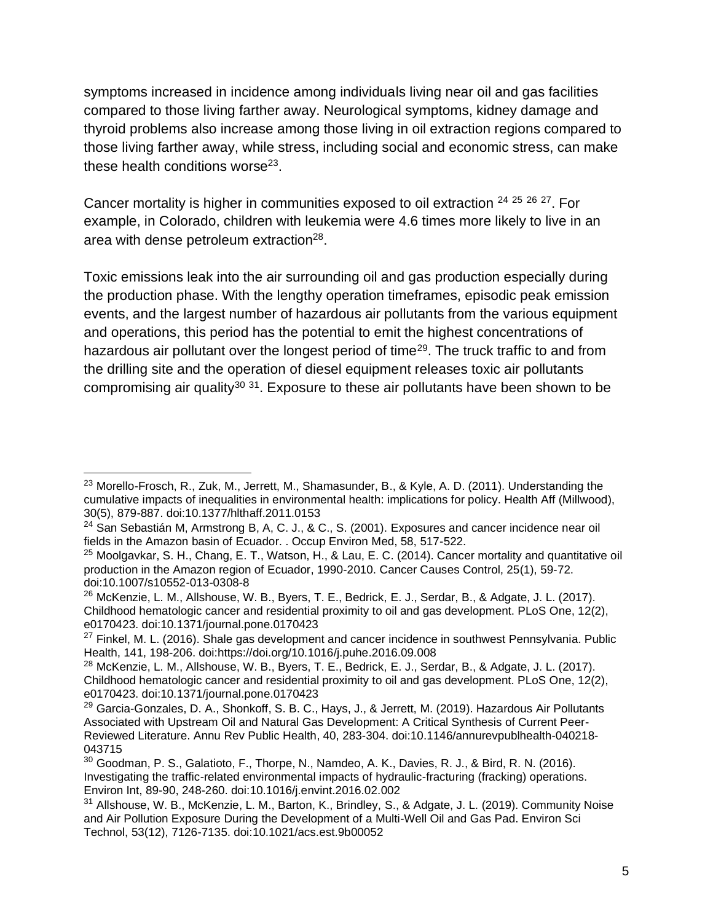symptoms increased in incidence among individuals living near oil and gas facilities compared to those living farther away. Neurological symptoms, kidney damage and thyroid problems also increase among those living in oil extraction regions compared to those living farther away, while stress, including social and economic stress, can make these health conditions worse[23].

Cancer mortality is higher in communities exposed to oil extraction [24] [25] [26] [27]. For example, in Colorado, children with leukemia were 4.6 times more likely to live in an area with dense petroleum extraction[28].

Toxic emissions leak into the air surrounding oil and gas production especially during the production phase. With the lengthy operation timeframes, episodic peak emission events, and the largest number of hazardous air pollutants from the various equipment and operations, this period has the potential to emit the highest concentrations of hazardous air pollutant over the longest period of time[29]. The truck traffic to and from the drilling site and the operation of diesel equipment releases toxic air pollutants compromising air quality[30] [31]. Exposure to these air pollutants have been shown to be

---

[23] Morello-Frosch, R., Zuk, M., Jerrett, M., Shamasunder, B., & Kyle, A. D. (2011). Understanding the cumulative impacts of inequalities in environmental health: implications for policy. Health Aff (Millwood), 30(5), 879-887. doi:10.1377/hlthaff.2011.0153

[24] San Sebastián M, Armstrong B, A, C. J., & C., S. (2001). Exposures and cancer incidence near oil fields in the Amazon basin of Ecuador. . Occup Environ Med, 58, 517-522.

[25] Moolgavkar, S. H., Chang, E. T., Watson, H., & Lau, E. C. (2014). Cancer mortality and quantitative oil production in the Amazon region of Ecuador, 1990-2010. Cancer Causes Control, 25(1), 59-72. doi:10.1007/s10552-013-0308-8

[26] McKenzie, L. M., Allshouse, W. B., Byers, T. E., Bedrick, E. J., Serdar, B., & Adgate, J. L. (2017). Childhood hematologic cancer and residential proximity to oil and gas development. PLoS One, 12(2), e0170423. doi:10.1371/journal.pone.0170423

[27] Finkel, M. L. (2016). Shale gas development and cancer incidence in southwest Pennsylvania. Public Health, 141, 198-206. doi:https://doi.org/10.1016/j.puhe.2016.09.008

[28] McKenzie, L. M., Allshouse, W. B., Byers, T. E., Bedrick, E. J., Serdar, B., & Adgate, J. L. (2017). Childhood hematologic cancer and residential proximity to oil and gas development. PLoS One, 12(2), e0170423. doi:10.1371/journal.pone.0170423

[29] Garcia-Gonzales, D. A., Shonkoff, S. B. C., Hays, J., & Jerrett, M. (2019). Hazardous Air Pollutants Associated with Upstream Oil and Natural Gas Development: A Critical Synthesis of Current Peer-Reviewed Literature. Annu Rev Public Health, 40, 283-304. doi:10.1146/annurevpublhealth-040218-043715

[30] Goodman, P. S., Galatioto, F., Thorpe, N., Namdeo, A. K., Davies, R. J., & Bird, R. N. (2016). Investigating the traffic-related environmental impacts of hydraulic-fracturing (fracking) operations. Environ Int, 89-90, 248-260. doi:10.1016/j.envint.2016.02.002

[31] Allshouse, W. B., McKenzie, L. M., Barton, K., Brindley, S., & Adgate, J. L. (2019). Community Noise and Air Pollution Exposure During the Development of a Multi-Well Oil and Gas Pad. Environ Sci Technol, 53(12), 7126-7135. doi:10.1021/acs.est.9b00052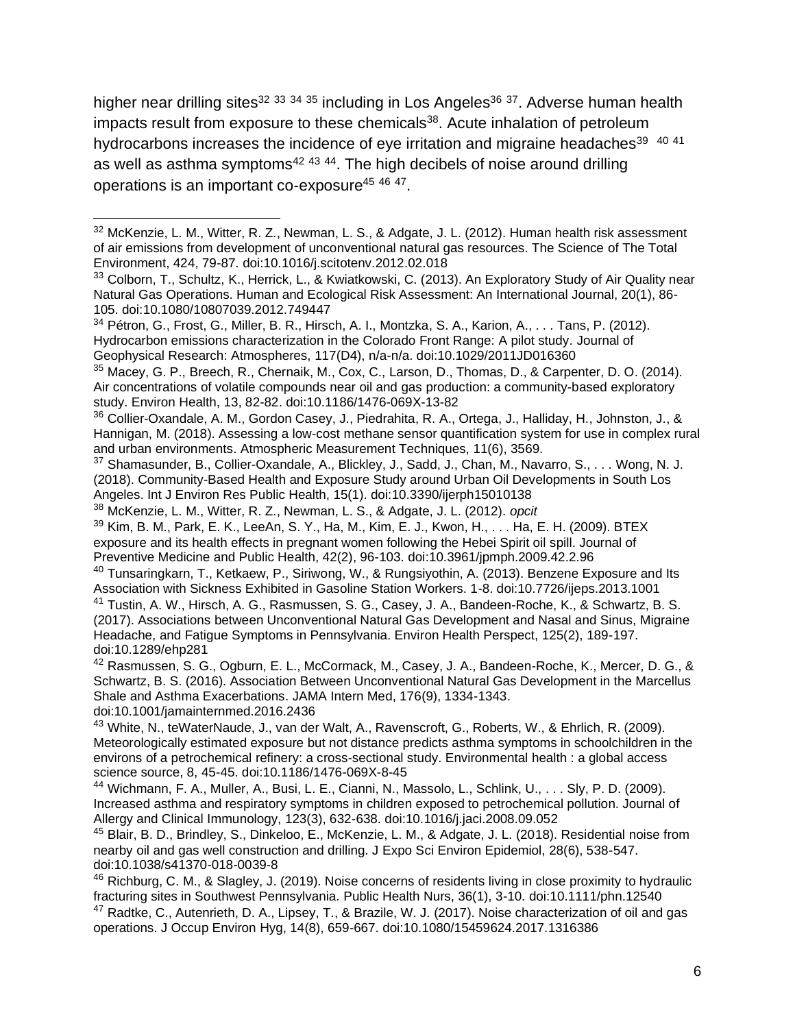higher near drilling sites[32] [33] [34] [35] including in Los Angeles[36] [37]. Adverse human health impacts result from exposure to these chemicals[38]. Acute inhalation of petroleum hydrocarbons increases the incidence of eye irritation and migraine headaches[39] [40] [41] as well as asthma symptoms[42] [43] [44]. The high decibels of noise around drilling operations is an important co-exposure[45] [46] [47].

---

[32] McKenzie, L. M., Witter, R. Z., Newman, L. S., & Adgate, J. L. (2012). Human health risk assessment of air emissions from development of unconventional natural gas resources. The Science of The Total Environment, 424, 79-87. doi:10.1016/j.scitotenv.2012.02.018

[33] Colborn, T., Schultz, K., Herrick, L., & Kwiatkowski, C. (2013). An Exploratory Study of Air Quality near Natural Gas Operations. Human and Ecological Risk Assessment: An International Journal, 20(1), 86-105. doi:10.1080/10807039.2012.749447

[34] Pétron, G., Frost, G., Miller, B. R., Hirsch, A. I., Montzka, S. A., Karion, A., . . . Tans, P. (2012). Hydrocarbon emissions characterization in the Colorado Front Range: A pilot study. Journal of Geophysical Research: Atmospheres, 117(D4), n/a-n/a. doi:10.1029/2011JD016360

[35] Macey, G. P., Breech, R., Chernaik, M., Cox, C., Larson, D., Thomas, D., & Carpenter, D. O. (2014). Air concentrations of volatile compounds near oil and gas production: a community-based exploratory study. Environ Health, 13, 82-82. doi:10.1186/1476-069X-13-82

[36] Collier-Oxandale, A. M., Gordon Casey, J., Piedrahita, R. A., Ortega, J., Halliday, H., Johnston, J., & Hannigan, M. (2018). Assessing a low-cost methane sensor quantification system for use in complex rural and urban environments. Atmospheric Measurement Techniques, 11(6), 3569.

[37] Shamasunder, B., Collier-Oxandale, A., Blickley, J., Sadd, J., Chan, M., Navarro, S., . . . Wong, N. J. (2018). Community-Based Health and Exposure Study around Urban Oil Developments in South Los Angeles. Int J Environ Res Public Health, 15(1). doi:10.3390/ijerph15010138

[38] McKenzie, L. M., Witter, R. Z., Newman, L. S., & Adgate, J. L. (2012). *opcit*

[39] Kim, B. M., Park, E. K., LeeAn, S. Y., Ha, M., Kim, E. J., Kwon, H., . . . Ha, E. H. (2009). BTEX exposure and its health effects in pregnant women following the Hebei Spirit oil spill. Journal of Preventive Medicine and Public Health, 42(2), 96-103. doi:10.3961/jpmph.2009.42.2.96

[40] Tunsaringkarn, T., Ketkaew, P., Siriwong, W., & Rungsiyothin, A. (2013). Benzene Exposure and Its Association with Sickness Exhibited in Gasoline Station Workers. 1-8. doi:10.7726/ijeps.2013.1001

[41] Tustin, A. W., Hirsch, A. G., Rasmussen, S. G., Casey, J. A., Bandeen-Roche, K., & Schwartz, B. S. (2017). Associations between Unconventional Natural Gas Development and Nasal and Sinus, Migraine Headache, and Fatigue Symptoms in Pennsylvania. Environ Health Perspect, 125(2), 189-197. doi:10.1289/ehp281

[42] Rasmussen, S. G., Ogburn, E. L., McCormack, M., Casey, J. A., Bandeen-Roche, K., Mercer, D. G., & Schwartz, B. S. (2016). Association Between Unconventional Natural Gas Development in the Marcellus Shale and Asthma Exacerbations. JAMA Intern Med, 176(9), 1334-1343. doi:10.1001/jamainternmed.2016.2436

[43] White, N., teWaterNaude, J., van der Walt, A., Ravenscroft, G., Roberts, W., & Ehrlich, R. (2009). Meteorologically estimated exposure but not distance predicts asthma symptoms in schoolchildren in the environs of a petrochemical refinery: a cross-sectional study. Environmental health : a global access science source, 8, 45-45. doi:10.1186/1476-069X-8-45

[44] Wichmann, F. A., Muller, A., Busi, L. E., Cianni, N., Massolo, L., Schlink, U., . . . Sly, P. D. (2009). Increased asthma and respiratory symptoms in children exposed to petrochemical pollution. Journal of Allergy and Clinical Immunology, 123(3), 632-638. doi:10.1016/j.jaci.2008.09.052

[45] Blair, B. D., Brindley, S., Dinkeloo, E., McKenzie, L. M., & Adgate, J. L. (2018). Residential noise from nearby oil and gas well construction and drilling. J Expo Sci Environ Epidemiol, 28(6), 538-547. doi:10.1038/s41370-018-0039-8

[46] Richburg, C. M., & Slagley, J. (2019). Noise concerns of residents living in close proximity to hydraulic fracturing sites in Southwest Pennsylvania. Public Health Nurs, 36(1), 3-10. doi:10.1111/phn.12540

[47] Radtke, C., Autenrieth, D. A., Lipsey, T., & Brazile, W. J. (2017). Noise characterization of oil and gas operations. J Occup Environ Hyg, 14(8), 659-667. doi:10.1080/15459624.2017.1316386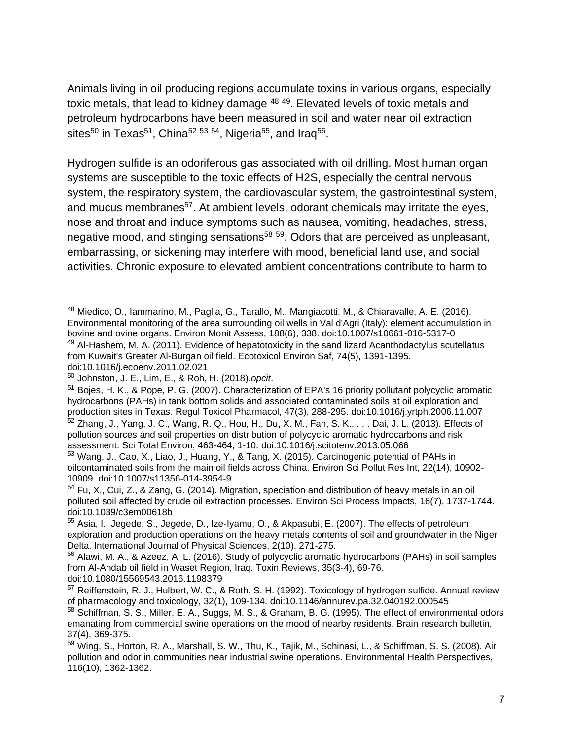Animals living in oil producing regions accumulate toxins in various organs, especially toxic metals, that lead to kidney damage [48] [49]. Elevated levels of toxic metals and petroleum hydrocarbons have been measured in soil and water near oil extraction sites[50] in Texas[51], China[52] [53] [54], Nigeria[55], and Iraq[56].

Hydrogen sulfide is an odoriferous gas associated with oil drilling. Most human organ systems are susceptible to the toxic effects of H2S, especially the central nervous system, the respiratory system, the cardiovascular system, the gastrointestinal system, and mucus membranes[57]. At ambient levels, odorant chemicals may irritate the eyes, nose and throat and induce symptoms such as nausea, vomiting, headaches, stress, negative mood, and stinging sensations[58] [59]. Odors that are perceived as unpleasant, embarrassing, or sickening may interfere with mood, beneficial land use, and social activities. Chronic exposure to elevated ambient concentrations contribute to harm to

---

[48] Miedico, O., Iammarino, M., Paglia, G., Tarallo, M., Mangiacotti, M., & Chiaravalle, A. E. (2016). Environmental monitoring of the area surrounding oil wells in Val d'Agri (Italy): element accumulation in bovine and ovine organs. Environ Monit Assess, 188(6), 338. doi:10.1007/s10661-016-5317-0

[49] Al-Hashem, M. A. (2011). Evidence of hepatotoxicity in the sand lizard Acanthodactylus scutellatus from Kuwait's Greater Al-Burgan oil field. Ecotoxicol Environ Saf, 74(5), 1391-1395. doi:10.1016/j.ecoenv.2011.02.021

[50] Johnston, J. E., Lim, E., & Roh, H. (2018).*opcit*.

[51] Bojes, H. K., & Pope, P. G. (2007). Characterization of EPA's 16 priority pollutant polycyclic aromatic hydrocarbons (PAHs) in tank bottom solids and associated contaminated soils at oil exploration and production sites in Texas. Regul Toxicol Pharmacol, 47(3), 288-295. doi:10.1016/j.yrtph.2006.11.007

[52] Zhang, J., Yang, J. C., Wang, R. Q., Hou, H., Du, X. M., Fan, S. K., . . . Dai, J. L. (2013). Effects of pollution sources and soil properties on distribution of polycyclic aromatic hydrocarbons and risk assessment. Sci Total Environ, 463-464, 1-10. doi:10.1016/j.scitotenv.2013.05.066

[53] Wang, J., Cao, X., Liao, J., Huang, Y., & Tang, X. (2015). Carcinogenic potential of PAHs in oilcontaminated soils from the main oil fields across China. Environ Sci Pollut Res Int, 22(14), 10902-10909. doi:10.1007/s11356-014-3954-9

[54] Fu, X., Cui, Z., & Zang, G. (2014). Migration, speciation and distribution of heavy metals in an oil polluted soil affected by crude oil extraction processes. Environ Sci Process Impacts, 16(7), 1737-1744. doi:10.1039/c3em00618b

[55] Asia, I., Jegede, S., Jegede, D., Ize-Iyamu, O., & Akpasubi, E. (2007). The effects of petroleum exploration and production operations on the heavy metals contents of soil and groundwater in the Niger Delta. International Journal of Physical Sciences, 2(10), 271-275.

[56] Alawi, M. A., & Azeez, A. L. (2016). Study of polycyclic aromatic hydrocarbons (PAHs) in soil samples from Al-Ahdab oil field in Waset Region, Iraq. Toxin Reviews, 35(3-4), 69-76. doi:10.1080/15569543.2016.1198379

[57] Reiffenstein, R. J., Hulbert, W. C., & Roth, S. H. (1992). Toxicology of hydrogen sulfide. Annual review of pharmacology and toxicology, 32(1), 109-134. doi:10.1146/annurev.pa.32.040192.000545

[58] Schiffman, S. S., Miller, E. A., Suggs, M. S., & Graham, B. G. (1995). The effect of environmental odors emanating from commercial swine operations on the mood of nearby residents. Brain research bulletin, 37(4), 369-375.

[59] Wing, S., Horton, R. A., Marshall, S. W., Thu, K., Tajik, M., Schinasi, L., & Schiffman, S. S. (2008). Air pollution and odor in communities near industrial swine operations. Environmental Health Perspectives, 116(10), 1362-1362.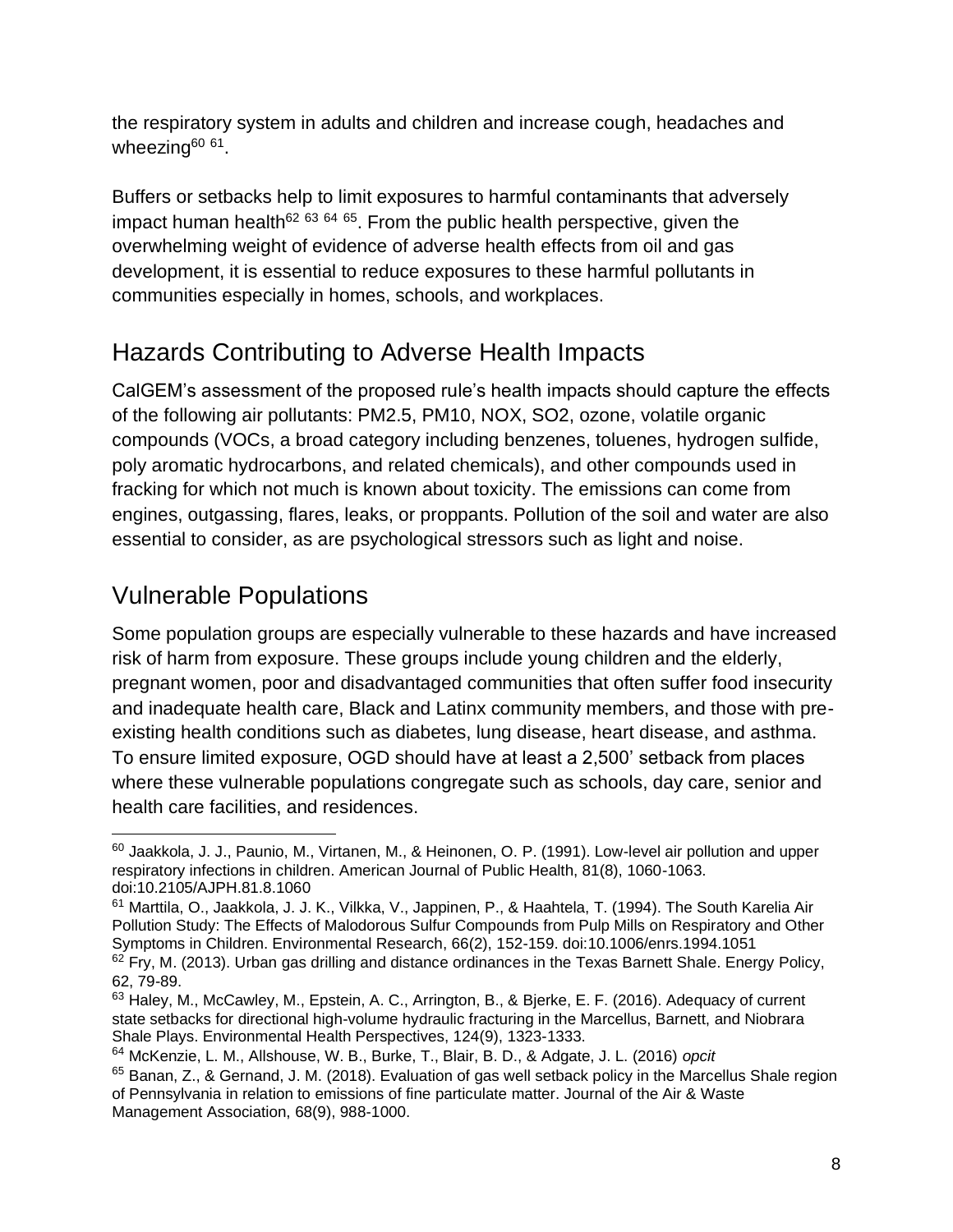the respiratory system in adults and children and increase cough, headaches and wheezing[60 61].

Buffers or setbacks help to limit exposures to harmful contaminants that adversely impact human health[62 63 64 65]. From the public health perspective, given the overwhelming weight of evidence of adverse health effects from oil and gas development, it is essential to reduce exposures to these harmful pollutants in communities especially in homes, schools, and workplaces.

## Hazards Contributing to Adverse Health Impacts

CalGEM's assessment of the proposed rule's health impacts should capture the effects of the following air pollutants: PM2.5, PM10, NOX, SO2, ozone, volatile organic compounds (VOCs, a broad category including benzenes, toluenes, hydrogen sulfide, poly aromatic hydrocarbons, and related chemicals), and other compounds used in fracking for which not much is known about toxicity. The emissions can come from engines, outgassing, flares, leaks, or proppants. Pollution of the soil and water are also essential to consider, as are psychological stressors such as light and noise.

## Vulnerable Populations

Some population groups are especially vulnerable to these hazards and have increased risk of harm from exposure. These groups include young children and the elderly, pregnant women, poor and disadvantaged communities that often suffer food insecurity and inadequate health care, Black and Latinx community members, and those with pre-existing health conditions such as diabetes, lung disease, heart disease, and asthma. To ensure limited exposure, OGD should have at least a 2,500' setback from places where these vulnerable populations congregate such as schools, day care, senior and health care facilities, and residences.

---

[60] Jaakkola, J. J., Paunio, M., Virtanen, M., & Heinonen, O. P. (1991). Low-level air pollution and upper respiratory infections in children. American Journal of Public Health, 81(8), 1060-1063. doi:10.2105/AJPH.81.8.1060

[61] Marttila, O., Jaakkola, J. J. K., Vilkka, V., Jappinen, P., & Haahtela, T. (1994). The South Karelia Air Pollution Study: The Effects of Malodorous Sulfur Compounds from Pulp Mills on Respiratory and Other Symptoms in Children. Environmental Research, 66(2), 152-159. doi:10.1006/enrs.1994.1051

[62] Fry, M. (2013). Urban gas drilling and distance ordinances in the Texas Barnett Shale. Energy Policy, 62, 79-89.

[63] Haley, M., McCawley, M., Epstein, A. C., Arrington, B., & Bjerke, E. F. (2016). Adequacy of current state setbacks for directional high-volume hydraulic fracturing in the Marcellus, Barnett, and Niobrara Shale Plays. Environmental Health Perspectives, 124(9), 1323-1333.

[64] McKenzie, L. M., Allshouse, W. B., Burke, T., Blair, B. D., & Adgate, J. L. (2016) *opcit*

[65] Banan, Z., & Gernand, J. M. (2018). Evaluation of gas well setback policy in the Marcellus Shale region of Pennsylvania in relation to emissions of fine particulate matter. Journal of the Air & Waste Management Association, 68(9), 988-1000.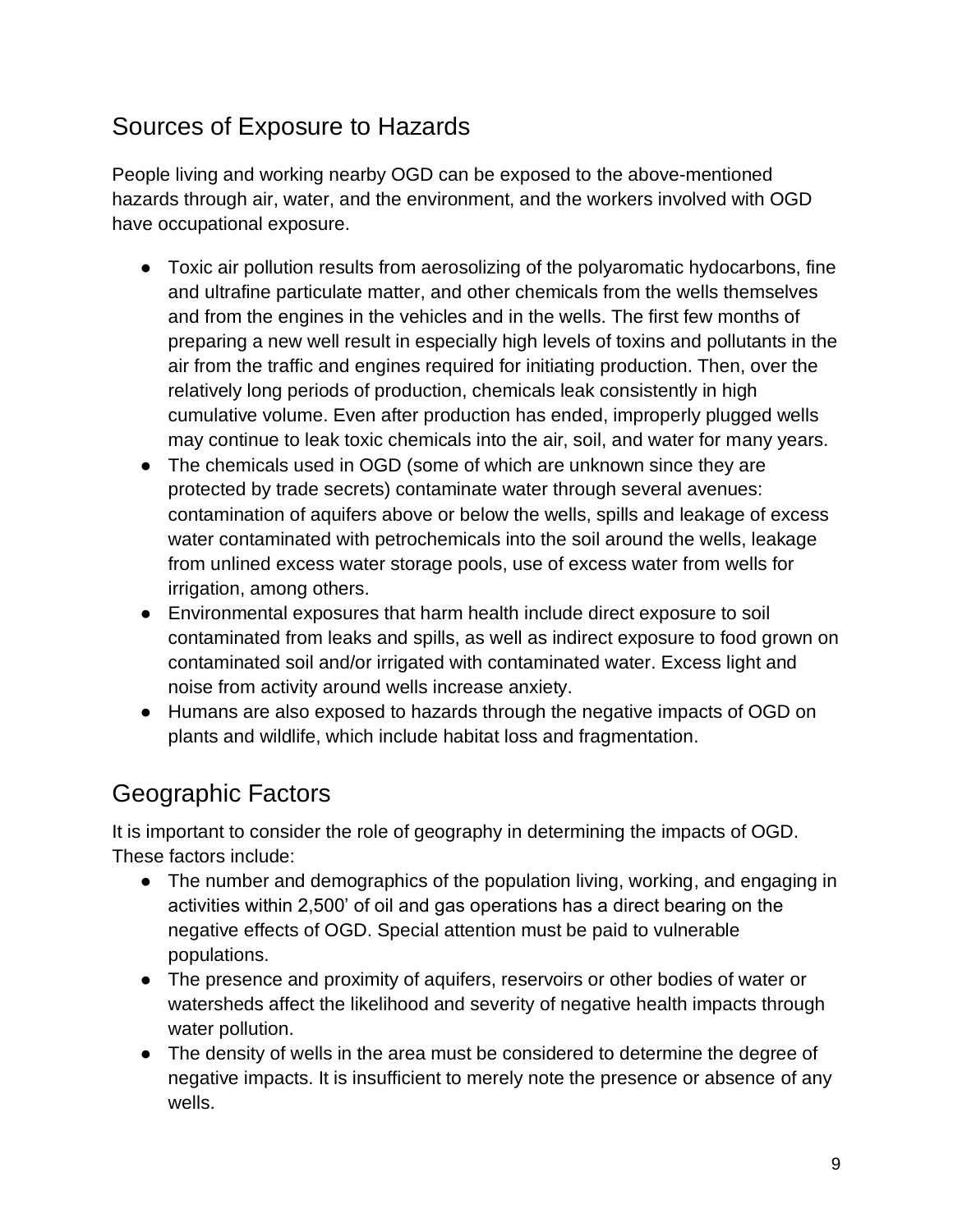## Sources of Exposure to Hazards

People living and working nearby OGD can be exposed to the above-mentioned hazards through air, water, and the environment, and the workers involved with OGD have occupational exposure.

- Toxic air pollution results from aerosolizing of the polyaromatic hydocarbons, fine and ultrafine particulate matter, and other chemicals from the wells themselves and from the engines in the vehicles and in the wells. The first few months of preparing a new well result in especially high levels of toxins and pollutants in the air from the traffic and engines required for initiating production. Then, over the relatively long periods of production, chemicals leak consistently in high cumulative volume. Even after production has ended, improperly plugged wells may continue to leak toxic chemicals into the air, soil, and water for many years.
- The chemicals used in OGD (some of which are unknown since they are protected by trade secrets) contaminate water through several avenues: contamination of aquifers above or below the wells, spills and leakage of excess water contaminated with petrochemicals into the soil around the wells, leakage from unlined excess water storage pools, use of excess water from wells for irrigation, among others.
- Environmental exposures that harm health include direct exposure to soil contaminated from leaks and spills, as well as indirect exposure to food grown on contaminated soil and/or irrigated with contaminated water. Excess light and noise from activity around wells increase anxiety.
- Humans are also exposed to hazards through the negative impacts of OGD on plants and wildlife, which include habitat loss and fragmentation.

## Geographic Factors

It is important to consider the role of geography in determining the impacts of OGD. These factors include:

- The number and demographics of the population living, working, and engaging in activities within 2,500' of oil and gas operations has a direct bearing on the negative effects of OGD. Special attention must be paid to vulnerable populations.
- The presence and proximity of aquifers, reservoirs or other bodies of water or watersheds affect the likelihood and severity of negative health impacts through water pollution.
- The density of wells in the area must be considered to determine the degree of negative impacts. It is insufficient to merely note the presence or absence of any wells.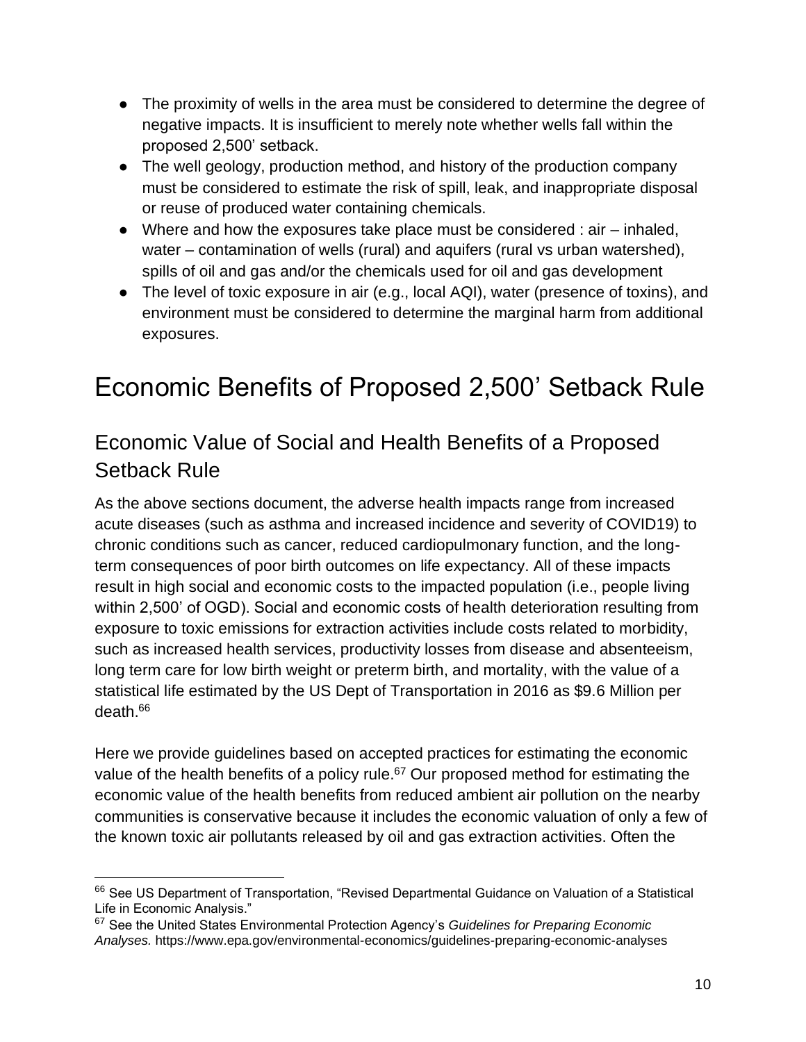- The proximity of wells in the area must be considered to determine the degree of negative impacts. It is insufficient to merely note whether wells fall within the proposed 2,500' setback.
- The well geology, production method, and history of the production company must be considered to estimate the risk of spill, leak, and inappropriate disposal or reuse of produced water containing chemicals.
- Where and how the exposures take place must be considered : air – inhaled, water – contamination of wells (rural) and aquifers (rural vs urban watershed), spills of oil and gas and/or the chemicals used for oil and gas development
- The level of toxic exposure in air (e.g., local AQI), water (presence of toxins), and environment must be considered to determine the marginal harm from additional exposures.

# Economic Benefits of Proposed 2,500' Setback Rule

## Economic Value of Social and Health Benefits of a Proposed Setback Rule

As the above sections document, the adverse health impacts range from increased acute diseases (such as asthma and increased incidence and severity of COVID19) to chronic conditions such as cancer, reduced cardiopulmonary function, and the long-term consequences of poor birth outcomes on life expectancy. All of these impacts result in high social and economic costs to the impacted population (i.e., people living within 2,500' of OGD). Social and economic costs of health deterioration resulting from exposure to toxic emissions for extraction activities include costs related to morbidity, such as increased health services, productivity losses from disease and absenteeism, long term care for low birth weight or preterm birth, and mortality, with the value of a statistical life estimated by the US Dept of Transportation in 2016 as $9.6 Million per death.[66]

Here we provide guidelines based on accepted practices for estimating the economic value of the health benefits of a policy rule.[67] Our proposed method for estimating the economic value of the health benefits from reduced ambient air pollution on the nearby communities is conservative because it includes the economic valuation of only a few of the known toxic air pollutants released by oil and gas extraction activities. Often the

[66] See US Department of Transportation, "Revised Departmental Guidance on Valuation of a Statistical Life in Economic Analysis."

[67] See the United States Environmental Protection Agency's *Guidelines for Preparing Economic Analyses.* https://www.epa.gov/environmental-economics/guidelines-preparing-economic-analyses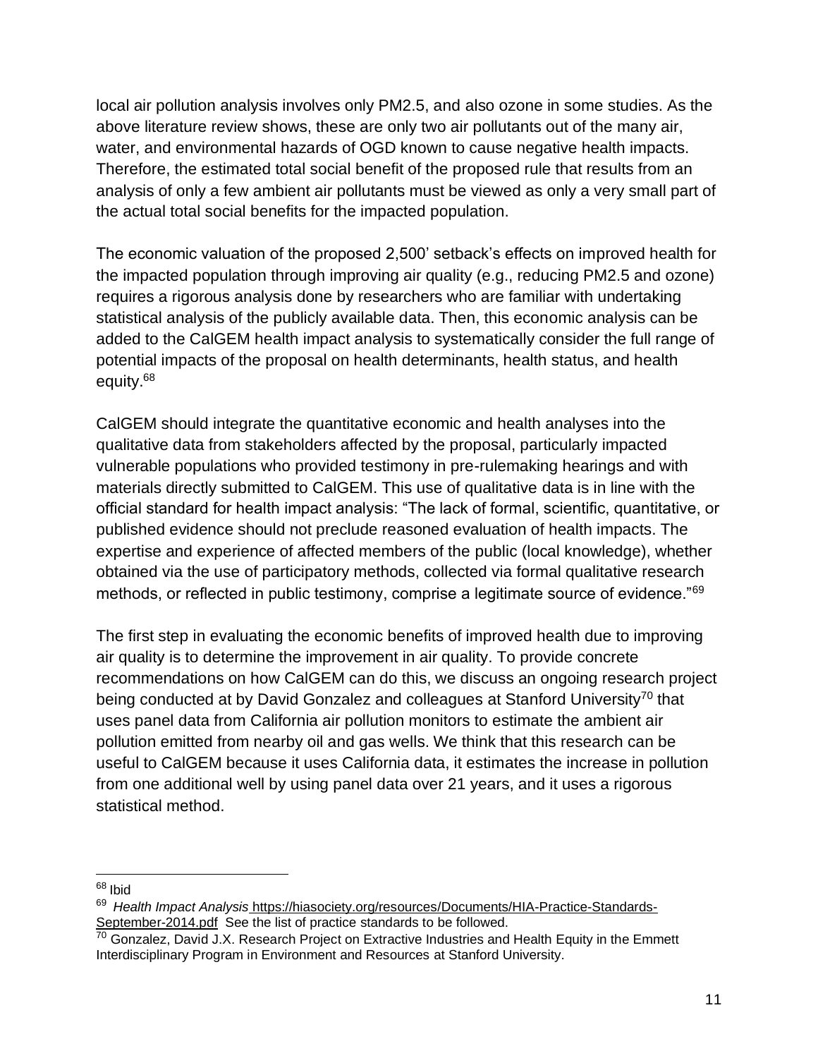local air pollution analysis involves only PM2.5, and also ozone in some studies. As the above literature review shows, these are only two air pollutants out of the many air, water, and environmental hazards of OGD known to cause negative health impacts. Therefore, the estimated total social benefit of the proposed rule that results from an analysis of only a few ambient air pollutants must be viewed as only a very small part of the actual total social benefits for the impacted population.

The economic valuation of the proposed 2,500' setback's effects on improved health for the impacted population through improving air quality (e.g., reducing PM2.5 and ozone) requires a rigorous analysis done by researchers who are familiar with undertaking statistical analysis of the publicly available data. Then, this economic analysis can be added to the CalGEM health impact analysis to systematically consider the full range of potential impacts of the proposal on health determinants, health status, and health equity.[68]

CalGEM should integrate the quantitative economic and health analyses into the qualitative data from stakeholders affected by the proposal, particularly impacted vulnerable populations who provided testimony in pre-rulemaking hearings and with materials directly submitted to CalGEM. This use of qualitative data is in line with the official standard for health impact analysis: "The lack of formal, scientific, quantitative, or published evidence should not preclude reasoned evaluation of health impacts. The expertise and experience of affected members of the public (local knowledge), whether obtained via the use of participatory methods, collected via formal qualitative research methods, or reflected in public testimony, comprise a legitimate source of evidence."[69]

The first step in evaluating the economic benefits of improved health due to improving air quality is to determine the improvement in air quality. To provide concrete recommendations on how CalGEM can do this, we discuss an ongoing research project being conducted at by David Gonzalez and colleagues at Stanford University[70] that uses panel data from California air pollution monitors to estimate the ambient air pollution emitted from nearby oil and gas wells. We think that this research can be useful to CalGEM because it uses California data, it estimates the increase in pollution from one additional well by using panel data over 21 years, and it uses a rigorous statistical method.

---

[68] Ibid

[69] *Health Impact Analysis* https://hiasociety.org/resources/Documents/HIA-Practice-Standards-September-2014.pdf See the list of practice standards to be followed.

[70] Gonzalez, David J.X. Research Project on Extractive Industries and Health Equity in the Emmett Interdisciplinary Program in Environment and Resources at Stanford University.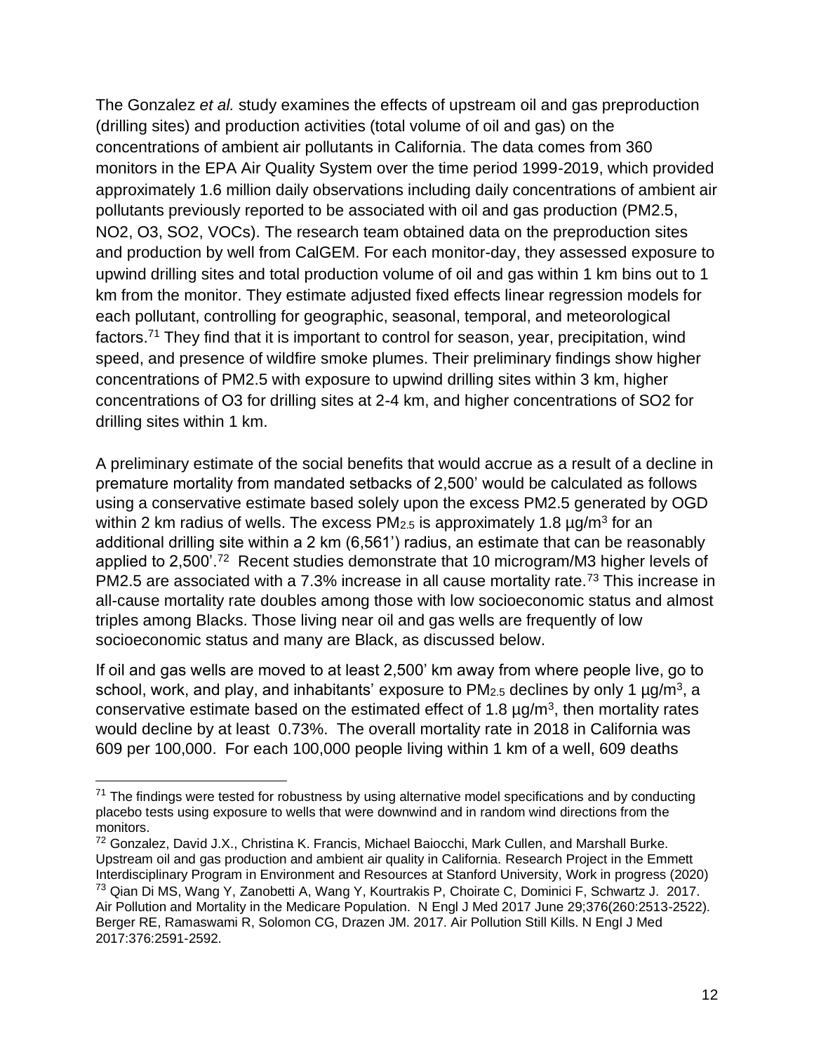The Gonzalez *et al.* study examines the effects of upstream oil and gas preproduction (drilling sites) and production activities (total volume of oil and gas) on the concentrations of ambient air pollutants in California. The data comes from 360 monitors in the EPA Air Quality System over the time period 1999-2019, which provided approximately 1.6 million daily observations including daily concentrations of ambient air pollutants previously reported to be associated with oil and gas production (PM2.5, NO2, O3, SO2, VOCs). The research team obtained data on the preproduction sites and production by well from CalGEM. For each monitor-day, they assessed exposure to upwind drilling sites and total production volume of oil and gas within 1 km bins out to 1 km from the monitor. They estimate adjusted fixed effects linear regression models for each pollutant, controlling for geographic, seasonal, temporal, and meteorological factors.[71] They find that it is important to control for season, year, precipitation, wind speed, and presence of wildfire smoke plumes. Their preliminary findings show higher concentrations of PM2.5 with exposure to upwind drilling sites within 3 km, higher concentrations of O3 for drilling sites at 2-4 km, and higher concentrations of SO2 for drilling sites within 1 km.

A preliminary estimate of the social benefits that would accrue as a result of a decline in premature mortality from mandated setbacks of 2,500' would be calculated as follows using a conservative estimate based solely upon the excess PM2.5 generated by OGD within 2 km radius of wells. The excess $PM_{2.5}$ is approximately 1.8 µg/m$^3$ for an additional drilling site within a 2 km (6,561') radius, an estimate that can be reasonably applied to 2,500'.[72] Recent studies demonstrate that 10 microgram/M3 higher levels of PM2.5 are associated with a 7.3% increase in all cause mortality rate.[73] This increase in all-cause mortality rate doubles among those with low socioeconomic status and almost triples among Blacks. Those living near oil and gas wells are frequently of low socioeconomic status and many are Black, as discussed below.

If oil and gas wells are moved to at least 2,500' km away from where people live, go to school, work, and play, and inhabitants' exposure to $PM_{2.5}$ declines by only 1 µg/m$^3$, a conservative estimate based on the estimated effect of 1.8 µg/m$^3$, then mortality rates would decline by at least 0.73%. The overall mortality rate in 2018 in California was 609 per 100,000. For each 100,000 people living within 1 km of a well, 609 deaths

---

[71] The findings were tested for robustness by using alternative model specifications and by conducting placebo tests using exposure to wells that were downwind and in random wind directions from the monitors.

[72] Gonzalez, David J.X., Christina K. Francis, Michael Baiocchi, Mark Cullen, and Marshall Burke. Upstream oil and gas production and ambient air quality in California. Research Project in the Emmett Interdisciplinary Program in Environment and Resources at Stanford University, Work in progress (2020)

[73] Qian Di MS, Wang Y, Zanobetti A, Wang Y, Kourtrakis P, Choirate C, Dominici F, Schwartz J. 2017. Air Pollution and Mortality in the Medicare Population. N Engl J Med 2017 June 29;376(260:2513-2522). Berger RE, Ramaswami R, Solomon CG, Drazen JM. 2017. Air Pollution Still Kills. N Engl J Med 2017:376:2591-2592.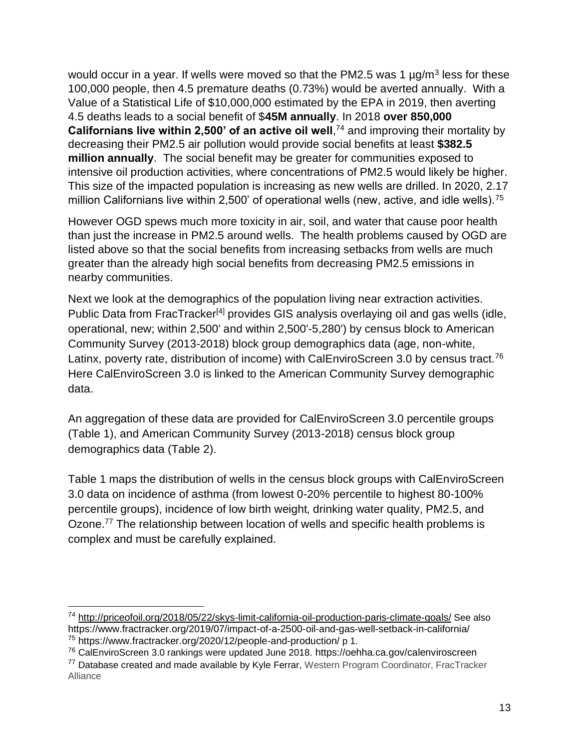would occur in a year. If wells were moved so that the PM2.5 was 1 µg/m$^3$ less for these 100,000 people, then 4.5 premature deaths (0.73%) would be averted annually. With a Value of a Statistical Life of $10,000,000 estimated by the EPA in 2019, then averting 4.5 deaths leads to a social benefit of $**45M annually**. In 2018 **over 850,000 Californians live within 2,500' of an active oil well**,[74] and improving their mortality by decreasing their PM2.5 air pollution would provide social benefits at least **$382.5 million annually**. The social benefit may be greater for communities exposed to intensive oil production activities, where concentrations of PM2.5 would likely be higher. This size of the impacted population is increasing as new wells are drilled. In 2020, 2.17 million Californians live within 2,500' of operational wells (new, active, and idle wells).[75]

However OGD spews much more toxicity in air, soil, and water that cause poor health than just the increase in PM2.5 around wells. The health problems caused by OGD are listed above so that the social benefits from increasing setbacks from wells are much greater than the already high social benefits from decreasing PM2.5 emissions in nearby communities.

Next we look at the demographics of the population living near extraction activities. Public Data from FracTracker[4] provides GIS analysis overlaying oil and gas wells (idle, operational, new; within 2,500' and within 2,500'-5,280') by census block to American Community Survey (2013-2018) block group demographics data (age, non-white, Latinx, poverty rate, distribution of income) with CalEnviroScreen 3.0 by census tract.[76] Here CalEnviroScreen 3.0 is linked to the American Community Survey demographic data.

An aggregation of these data are provided for CalEnviroScreen 3.0 percentile groups (Table 1), and American Community Survey (2013-2018) census block group demographics data (Table 2).

Table 1 maps the distribution of wells in the census block groups with CalEnviroScreen 3.0 data on incidence of asthma (from lowest 0-20% percentile to highest 80-100% percentile groups), incidence of low birth weight, drinking water quality, PM2.5, and Ozone.[77] The relationship between location of wells and specific health problems is complex and must be carefully explained.

---

[74] http://priceofoil.org/2018/05/22/skys-limit-california-oil-production-paris-climate-goals/ See also https://www.fractracker.org/2019/07/impact-of-a-2500-oil-and-gas-well-setback-in-california/

[75] https://www.fractracker.org/2020/12/people-and-production/ p 1.

[76] CalEnviroScreen 3.0 rankings were updated June 2018. https://oehha.ca.gov/calenviroscreen

[77] Database created and made available by Kyle Ferrar, Western Program Coordinator, FracTracker Alliance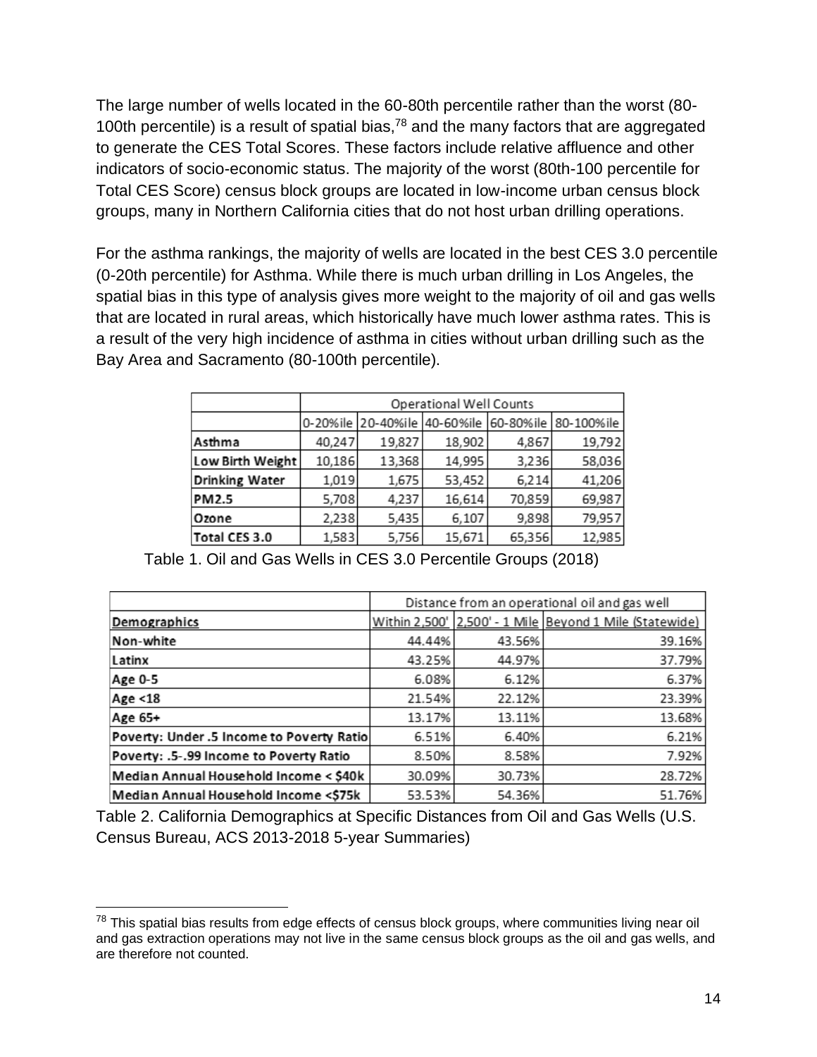The large number of wells located in the 60-80th percentile rather than the worst (80-100th percentile) is a result of spatial bias,[78] and the many factors that are aggregated to generate the CES Total Scores. These factors include relative affluence and other indicators of socio-economic status. The majority of the worst (80th-100 percentile for Total CES Score) census block groups are located in low-income urban census block groups, many in Northern California cities that do not host urban drilling operations.

For the asthma rankings, the majority of wells are located in the best CES 3.0 percentile (0-20th percentile) for Asthma. While there is much urban drilling in Los Angeles, the spatial bias in this type of analysis gives more weight to the majority of oil and gas wells that are located in rural areas, which historically have much lower asthma rates. This is a result of the very high incidence of asthma in cities without urban drilling such as the Bay Area and Sacramento (80-100th percentile).

| | Operational Well Counts | | | | |
|---|---|---|---|---|---|
| | 0-20%ile | 20-40%ile | 40-60%ile | 60-80%ile | 80-100%ile |
| Asthma | 40,247 | 19,827 | 18,902 | 4,867 | 19,792 |
| Low Birth Weight | 10,186 | 13,368 | 14,995 | 3,236 | 58,036 |
| Drinking Water | 1,019 | 1,675 | 53,452 | 6,214 | 41,206 |
| PM2.5 | 5,708 | 4,237 | 16,614 | 70,859 | 69,987 |
| Ozone | 2,238 | 5,435 | 6,107 | 9,898 | 79,957 |
| Total CES 3.0 | 1,583 | 5,756 | 15,671 | 65,356 | 12,985 |

Table 1. Oil and Gas Wells in CES 3.0 Percentile Groups (2018)

| | Distance from an operational oil and gas well | | |
|---|---|---|---|
| Demographics | Within 2,500' | 2,500' - 1 Mile | Beyond 1 Mile (Statewide) |
| Non-white | 44.44% | 43.56% | 39.16% |
| Latinx | 43.25% | 44.97% | 37.79% |
| Age 0-5 | 6.08% | 6.12% | 6.37% |
| Age <18 | 21.54% | 22.12% | 23.39% |
| Age 65+ | 13.17% | 13.11% | 13.68% |
| Poverty: Under .5 Income to Poverty Ratio | 6.51% | 6.40% | 6.21% |
| Poverty: .5-.99 Income to Poverty Ratio | 8.50% | 8.58% | 7.92% |
| Median Annual Household Income < $40k | 30.09% | 30.73% | 28.72% |
| Median Annual Household Income <$75k | 53.53% | 54.36% | 51.76% |

Table 2. California Demographics at Specific Distances from Oil and Gas Wells (U.S. Census Bureau, ACS 2013-2018 5-year Summaries)

[78] This spatial bias results from edge effects of census block groups, where communities living near oil and gas extraction operations may not live in the same census block groups as the oil and gas wells, and are therefore not counted.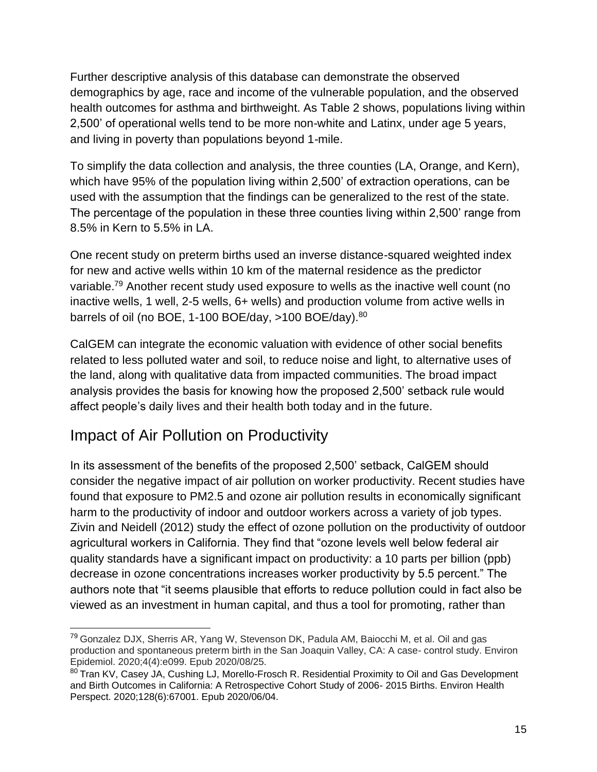Further descriptive analysis of this database can demonstrate the observed demographics by age, race and income of the vulnerable population, and the observed health outcomes for asthma and birthweight. As Table 2 shows, populations living within 2,500' of operational wells tend to be more non-white and Latinx, under age 5 years, and living in poverty than populations beyond 1-mile.

To simplify the data collection and analysis, the three counties (LA, Orange, and Kern), which have 95% of the population living within 2,500' of extraction operations, can be used with the assumption that the findings can be generalized to the rest of the state. The percentage of the population in these three counties living within 2,500' range from 8.5% in Kern to 5.5% in LA.

One recent study on preterm births used an inverse distance-squared weighted index for new and active wells within 10 km of the maternal residence as the predictor variable.[79] Another recent study used exposure to wells as the inactive well count (no inactive wells, 1 well, 2-5 wells, 6+ wells) and production volume from active wells in barrels of oil (no BOE, 1-100 BOE/day, >100 BOE/day).[80]

CalGEM can integrate the economic valuation with evidence of other social benefits related to less polluted water and soil, to reduce noise and light, to alternative uses of the land, along with qualitative data from impacted communities. The broad impact analysis provides the basis for knowing how the proposed 2,500' setback rule would affect people's daily lives and their health both today and in the future.

## Impact of Air Pollution on Productivity

In its assessment of the benefits of the proposed 2,500' setback, CalGEM should consider the negative impact of air pollution on worker productivity. Recent studies have found that exposure to PM2.5 and ozone air pollution results in economically significant harm to the productivity of indoor and outdoor workers across a variety of job types. Zivin and Neidell (2012) study the effect of ozone pollution on the productivity of outdoor agricultural workers in California. They find that "ozone levels well below federal air quality standards have a significant impact on productivity: a 10 parts per billion (ppb) decrease in ozone concentrations increases worker productivity by 5.5 percent." The authors note that "it seems plausible that efforts to reduce pollution could in fact also be viewed as an investment in human capital, and thus a tool for promoting, rather than

---

[79] Gonzalez DJX, Sherris AR, Yang W, Stevenson DK, Padula AM, Baiocchi M, et al. Oil and gas production and spontaneous preterm birth in the San Joaquin Valley, CA: A case- control study. Environ Epidemiol. 2020;4(4):e099. Epub 2020/08/25.

[80] Tran KV, Casey JA, Cushing LJ, Morello-Frosch R. Residential Proximity to Oil and Gas Development and Birth Outcomes in California: A Retrospective Cohort Study of 2006- 2015 Births. Environ Health Perspect. 2020;128(6):67001. Epub 2020/06/04.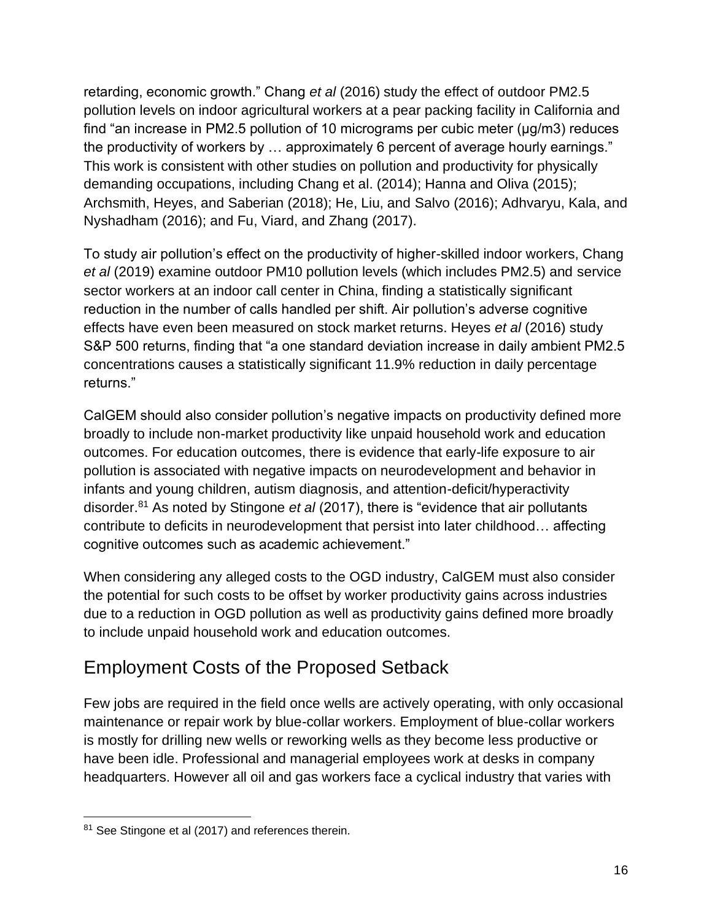retarding, economic growth." Chang *et al* (2016) study the effect of outdoor PM2.5 pollution levels on indoor agricultural workers at a pear packing facility in California and find "an increase in PM2.5 pollution of 10 micrograms per cubic meter (μg/m3) reduces the productivity of workers by … approximately 6 percent of average hourly earnings." This work is consistent with other studies on pollution and productivity for physically demanding occupations, including Chang et al. (2014); Hanna and Oliva (2015); Archsmith, Heyes, and Saberian (2018); He, Liu, and Salvo (2016); Adhvaryu, Kala, and Nyshadham (2016); and Fu, Viard, and Zhang (2017).

To study air pollution's effect on the productivity of higher-skilled indoor workers, Chang *et al* (2019) examine outdoor PM10 pollution levels (which includes PM2.5) and service sector workers at an indoor call center in China, finding a statistically significant reduction in the number of calls handled per shift. Air pollution's adverse cognitive effects have even been measured on stock market returns. Heyes *et al* (2016) study S&P 500 returns, finding that "a one standard deviation increase in daily ambient PM2.5 concentrations causes a statistically significant 11.9% reduction in daily percentage returns."

CalGEM should also consider pollution's negative impacts on productivity defined more broadly to include non-market productivity like unpaid household work and education outcomes. For education outcomes, there is evidence that early-life exposure to air pollution is associated with negative impacts on neurodevelopment and behavior in infants and young children, autism diagnosis, and attention-deficit/hyperactivity disorder.[81] As noted by Stingone *et al* (2017), there is "evidence that air pollutants contribute to deficits in neurodevelopment that persist into later childhood… affecting cognitive outcomes such as academic achievement."

When considering any alleged costs to the OGD industry, CalGEM must also consider the potential for such costs to be offset by worker productivity gains across industries due to a reduction in OGD pollution as well as productivity gains defined more broadly to include unpaid household work and education outcomes.

## Employment Costs of the Proposed Setback

Few jobs are required in the field once wells are actively operating, with only occasional maintenance or repair work by blue-collar workers. Employment of blue-collar workers is mostly for drilling new wells or reworking wells as they become less productive or have been idle. Professional and managerial employees work at desks in company headquarters. However all oil and gas workers face a cyclical industry that varies with

[81] See Stingone et al (2017) and references therein.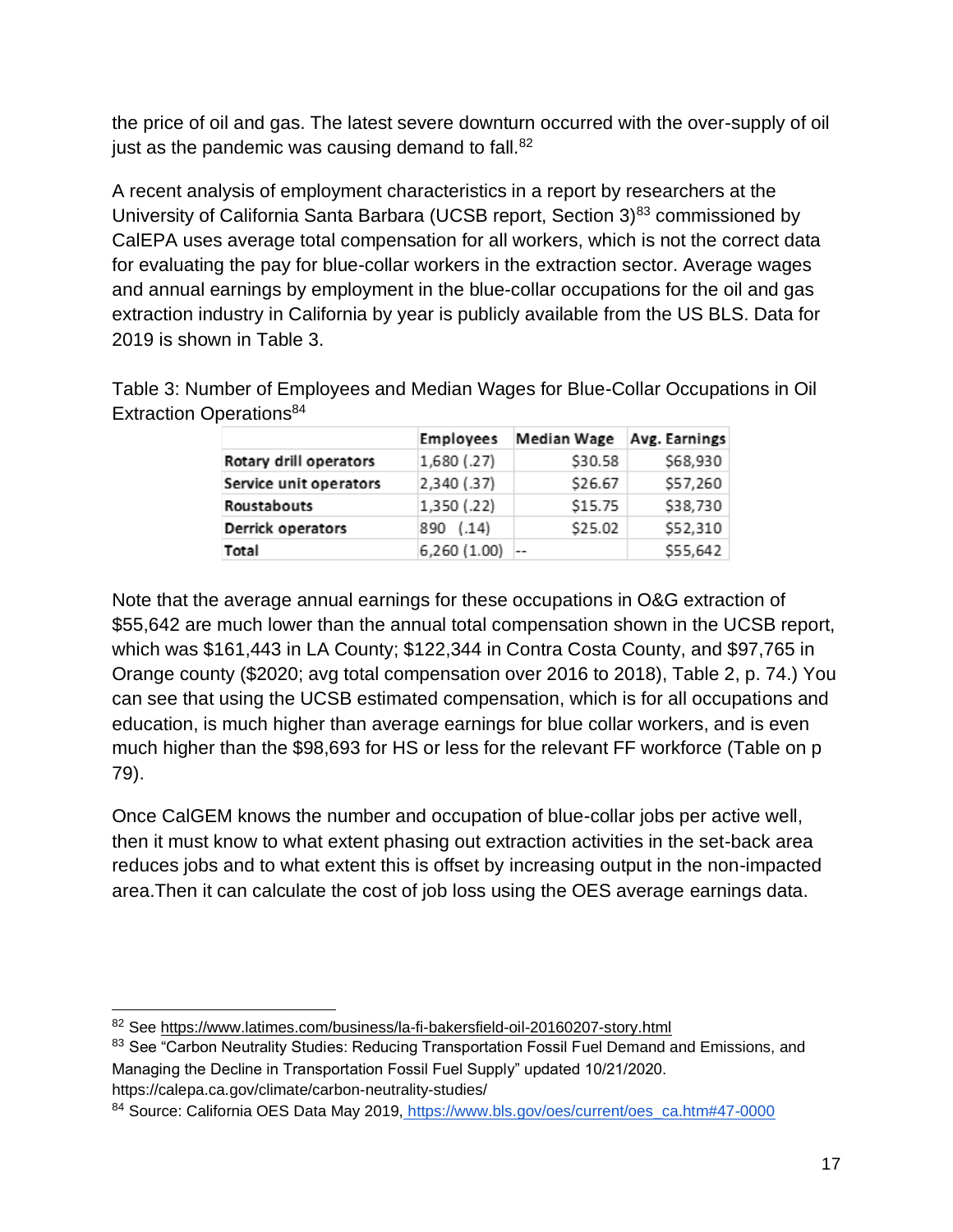the price of oil and gas. The latest severe downturn occurred with the over-supply of oil just as the pandemic was causing demand to fall.[82]

A recent analysis of employment characteristics in a report by researchers at the University of California Santa Barbara (UCSB report, Section 3)[83] commissioned by CalEPA uses average total compensation for all workers, which is not the correct data for evaluating the pay for blue-collar workers in the extraction sector. Average wages and annual earnings by employment in the blue-collar occupations for the oil and gas extraction industry in California by year is publicly available from the US BLS. Data for 2019 is shown in Table 3.

Table 3: Number of Employees and Median Wages for Blue-Collar Occupations in Oil Extraction Operations[84]

| | Employees | Median Wage | Avg. Earnings |
|---|---|---|---|
| Rotary drill operators | 1,680 (.27) | $30.58 | $68,930 |
| Service unit operators | 2,340 (.37) | $26.67 | $57,260 |
| Roustabouts | 1,350 (.22) | $15.75 | $38,730 |
| Derrick operators | 890 (.14) | $25.02 | $52,310 |
| Total | 6,260 (1.00) | -- | $55,642 |

Note that the average annual earnings for these occupations in O&G extraction of $55,642 are much lower than the annual total compensation shown in the UCSB report, which was $161,443 in LA County; $122,344 in Contra Costa County, and $97,765 in Orange county ($2020; avg total compensation over 2016 to 2018), Table 2, p. 74.) You can see that using the UCSB estimated compensation, which is for all occupations and education, is much higher than average earnings for blue collar workers, and is even much higher than the $98,693 for HS or less for the relevant FF workforce (Table on p 79).

Once CalGEM knows the number and occupation of blue-collar jobs per active well, then it must know to what extent phasing out extraction activities in the set-back area reduces jobs and to what extent this is offset by increasing output in the non-impacted area.Then it can calculate the cost of job loss using the OES average earnings data.

---

[82] See https://www.latimes.com/business/la-fi-bakersfield-oil-20160207-story.html

[83] See "Carbon Neutrality Studies: Reducing Transportation Fossil Fuel Demand and Emissions, and Managing the Decline in Transportation Fossil Fuel Supply" updated 10/21/2020. https://calepa.ca.gov/climate/carbon-neutrality-studies/

[84] Source: California OES Data May 2019, https://www.bls.gov/oes/current/oes_ca.htm#47-0000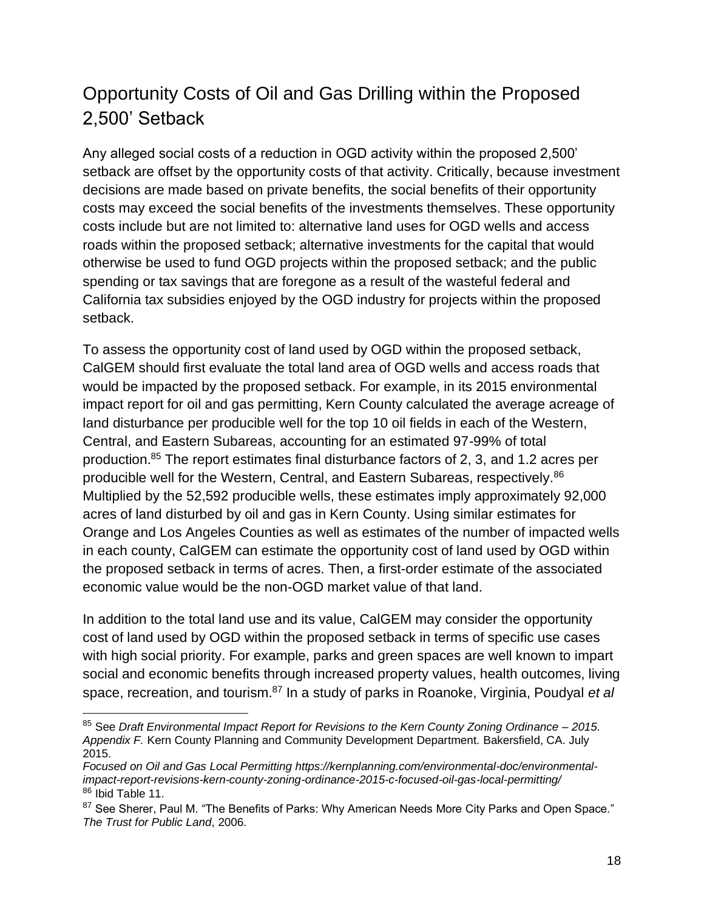## Opportunity Costs of Oil and Gas Drilling within the Proposed 2,500' Setback

Any alleged social costs of a reduction in OGD activity within the proposed 2,500' setback are offset by the opportunity costs of that activity. Critically, because investment decisions are made based on private benefits, the social benefits of their opportunity costs may exceed the social benefits of the investments themselves. These opportunity costs include but are not limited to: alternative land uses for OGD wells and access roads within the proposed setback; alternative investments for the capital that would otherwise be used to fund OGD projects within the proposed setback; and the public spending or tax savings that are foregone as a result of the wasteful federal and California tax subsidies enjoyed by the OGD industry for projects within the proposed setback.

To assess the opportunity cost of land used by OGD within the proposed setback, CalGEM should first evaluate the total land area of OGD wells and access roads that would be impacted by the proposed setback. For example, in its 2015 environmental impact report for oil and gas permitting, Kern County calculated the average acreage of land disturbance per producible well for the top 10 oil fields in each of the Western, Central, and Eastern Subareas, accounting for an estimated 97-99% of total production.[85] The report estimates final disturbance factors of 2, 3, and 1.2 acres per producible well for the Western, Central, and Eastern Subareas, respectively.[86] Multiplied by the 52,592 producible wells, these estimates imply approximately 92,000 acres of land disturbed by oil and gas in Kern County. Using similar estimates for Orange and Los Angeles Counties as well as estimates of the number of impacted wells in each county, CalGEM can estimate the opportunity cost of land used by OGD within the proposed setback in terms of acres. Then, a first-order estimate of the associated economic value would be the non-OGD market value of that land.

In addition to the total land use and its value, CalGEM may consider the opportunity cost of land used by OGD within the proposed setback in terms of specific use cases with high social priority. For example, parks and green spaces are well known to impart social and economic benefits through increased property values, health outcomes, living space, recreation, and tourism.[87] In a study of parks in Roanoke, Virginia, Poudyal *et al*

---

[85] See *Draft Environmental Impact Report for Revisions to the Kern County Zoning Ordinance – 2015. Appendix F.* Kern County Planning and Community Development Department. Bakersfield, CA. July 2015.
*Focused on Oil and Gas Local Permitting https://kernplanning.com/environmental-doc/environmental-impact-report-revisions-kern-county-zoning-ordinance-2015-c-focused-oil-gas-local-permitting/*

[86] Ibid Table 11.

[87] See Sherer, Paul M. "The Benefits of Parks: Why American Needs More City Parks and Open Space." *The Trust for Public Land*, 2006.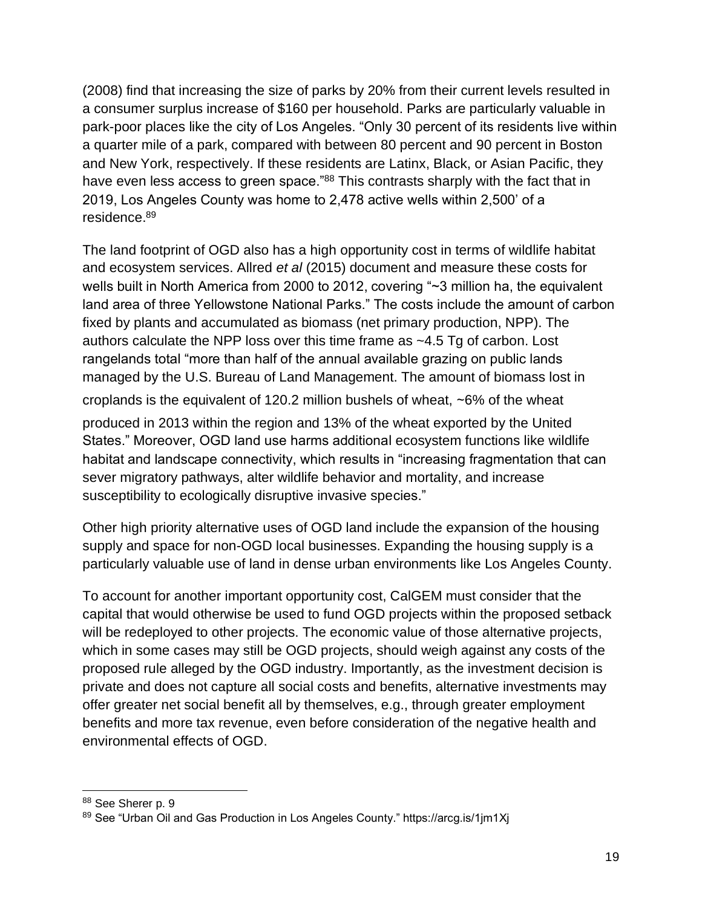(2008) find that increasing the size of parks by 20% from their current levels resulted in a consumer surplus increase of $160 per household. Parks are particularly valuable in park-poor places like the city of Los Angeles. "Only 30 percent of its residents live within a quarter mile of a park, compared with between 80 percent and 90 percent in Boston and New York, respectively. If these residents are Latinx, Black, or Asian Pacific, they have even less access to green space."[88] This contrasts sharply with the fact that in 2019, Los Angeles County was home to 2,478 active wells within 2,500' of a residence.[89]

The land footprint of OGD also has a high opportunity cost in terms of wildlife habitat and ecosystem services. Allred *et al* (2015) document and measure these costs for wells built in North America from 2000 to 2012, covering "~3 million ha, the equivalent land area of three Yellowstone National Parks." The costs include the amount of carbon fixed by plants and accumulated as biomass (net primary production, NPP). The authors calculate the NPP loss over this time frame as ~4.5 Tg of carbon. Lost rangelands total "more than half of the annual available grazing on public lands managed by the U.S. Bureau of Land Management. The amount of biomass lost in croplands is the equivalent of 120.2 million bushels of wheat, ~6% of the wheat produced in 2013 within the region and 13% of the wheat exported by the United States." Moreover, OGD land use harms additional ecosystem functions like wildlife habitat and landscape connectivity, which results in "increasing fragmentation that can sever migratory pathways, alter wildlife behavior and mortality, and increase susceptibility to ecologically disruptive invasive species."

Other high priority alternative uses of OGD land include the expansion of the housing supply and space for non-OGD local businesses. Expanding the housing supply is a particularly valuable use of land in dense urban environments like Los Angeles County.

To account for another important opportunity cost, CalGEM must consider that the capital that would otherwise be used to fund OGD projects within the proposed setback will be redeployed to other projects. The economic value of those alternative projects, which in some cases may still be OGD projects, should weigh against any costs of the proposed rule alleged by the OGD industry. Importantly, as the investment decision is private and does not capture all social costs and benefits, alternative investments may offer greater net social benefit all by themselves, e.g., through greater employment benefits and more tax revenue, even before consideration of the negative health and environmental effects of OGD.

[88] See Sherer p. 9

[89] See "Urban Oil and Gas Production in Los Angeles County." https://arcg.is/1jm1Xj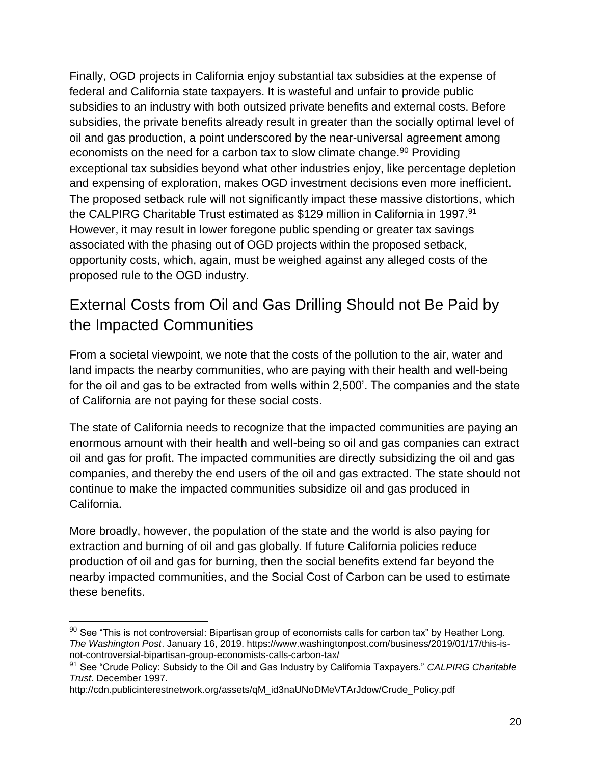Finally, OGD projects in California enjoy substantial tax subsidies at the expense of federal and California state taxpayers. It is wasteful and unfair to provide public subsidies to an industry with both outsized private benefits and external costs. Before subsidies, the private benefits already result in greater than the socially optimal level of oil and gas production, a point underscored by the near-universal agreement among economists on the need for a carbon tax to slow climate change.[90] Providing exceptional tax subsidies beyond what other industries enjoy, like percentage depletion and expensing of exploration, makes OGD investment decisions even more inefficient. The proposed setback rule will not significantly impact these massive distortions, which the CALPIRG Charitable Trust estimated as $129 million in California in 1997.[91] However, it may result in lower foregone public spending or greater tax savings associated with the phasing out of OGD projects within the proposed setback, opportunity costs, which, again, must be weighed against any alleged costs of the proposed rule to the OGD industry.

## External Costs from Oil and Gas Drilling Should not Be Paid by the Impacted Communities

From a societal viewpoint, we note that the costs of the pollution to the air, water and land impacts the nearby communities, who are paying with their health and well-being for the oil and gas to be extracted from wells within 2,500'. The companies and the state of California are not paying for these social costs.

The state of California needs to recognize that the impacted communities are paying an enormous amount with their health and well-being so oil and gas companies can extract oil and gas for profit. The impacted communities are directly subsidizing the oil and gas companies, and thereby the end users of the oil and gas extracted. The state should not continue to make the impacted communities subsidize oil and gas produced in California.

More broadly, however, the population of the state and the world is also paying for extraction and burning of oil and gas globally. If future California policies reduce production of oil and gas for burning, then the social benefits extend far beyond the nearby impacted communities, and the Social Cost of Carbon can be used to estimate these benefits.

---

[90] See "This is not controversial: Bipartisan group of economists calls for carbon tax" by Heather Long. *The Washington Post*. January 16, 2019. https://www.washingtonpost.com/business/2019/01/17/this-is-not-controversial-bipartisan-group-economists-calls-carbon-tax/

[91] See "Crude Policy: Subsidy to the Oil and Gas Industry by California Taxpayers." *CALPIRG Charitable Trust*. December 1997. http://cdn.publicinterestnetwork.org/assets/qM_id3naUNoDMeVTArJdow/Crude_Policy.pdf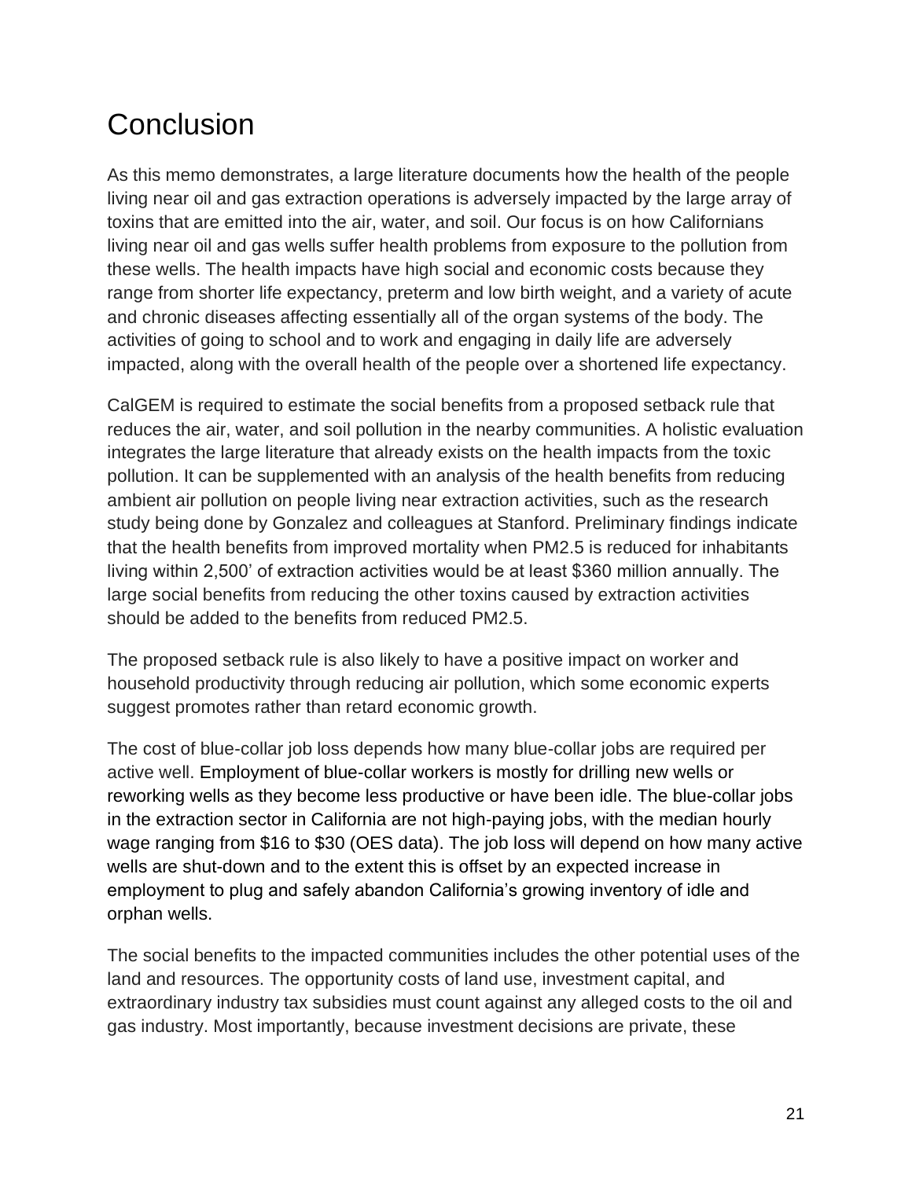# Conclusion

As this memo demonstrates, a large literature documents how the health of the people living near oil and gas extraction operations is adversely impacted by the large array of toxins that are emitted into the air, water, and soil. Our focus is on how Californians living near oil and gas wells suffer health problems from exposure to the pollution from these wells. The health impacts have high social and economic costs because they range from shorter life expectancy, preterm and low birth weight, and a variety of acute and chronic diseases affecting essentially all of the organ systems of the body. The activities of going to school and to work and engaging in daily life are adversely impacted, along with the overall health of the people over a shortened life expectancy.

CalGEM is required to estimate the social benefits from a proposed setback rule that reduces the air, water, and soil pollution in the nearby communities. A holistic evaluation integrates the large literature that already exists on the health impacts from the toxic pollution. It can be supplemented with an analysis of the health benefits from reducing ambient air pollution on people living near extraction activities, such as the research study being done by Gonzalez and colleagues at Stanford. Preliminary findings indicate that the health benefits from improved mortality when PM2.5 is reduced for inhabitants living within 2,500' of extraction activities would be at least $360 million annually. The large social benefits from reducing the other toxins caused by extraction activities should be added to the benefits from reduced PM2.5.

The proposed setback rule is also likely to have a positive impact on worker and household productivity through reducing air pollution, which some economic experts suggest promotes rather than retard economic growth.

The cost of blue-collar job loss depends how many blue-collar jobs are required per active well. Employment of blue-collar workers is mostly for drilling new wells or reworking wells as they become less productive or have been idle. The blue-collar jobs in the extraction sector in California are not high-paying jobs, with the median hourly wage ranging from $16 to $30 (OES data). The job loss will depend on how many active wells are shut-down and to the extent this is offset by an expected increase in employment to plug and safely abandon California's growing inventory of idle and orphan wells.

The social benefits to the impacted communities includes the other potential uses of the land and resources. The opportunity costs of land use, investment capital, and extraordinary industry tax subsidies must count against any alleged costs to the oil and gas industry. Most importantly, because investment decisions are private, these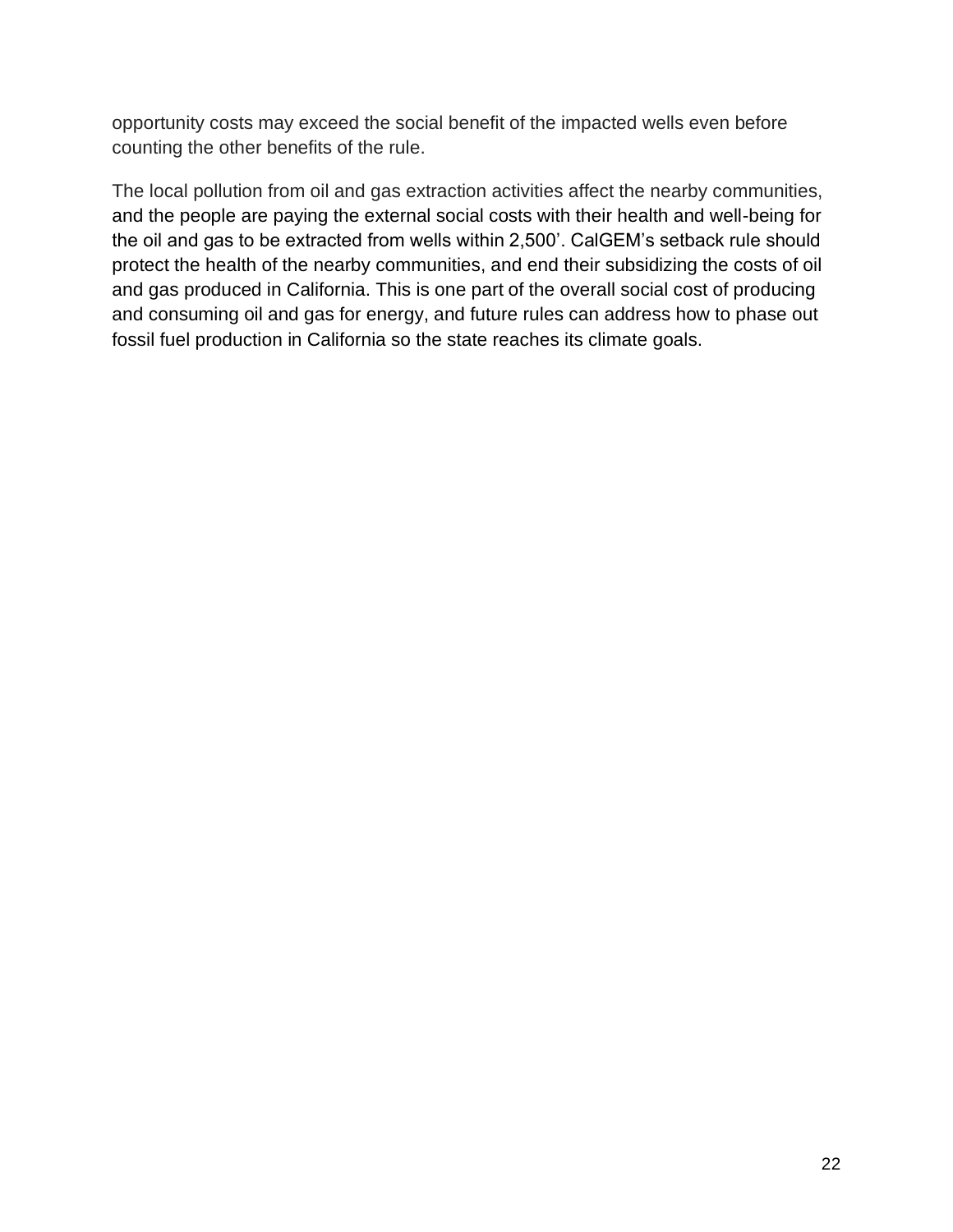opportunity costs may exceed the social benefit of the impacted wells even before counting the other benefits of the rule.

The local pollution from oil and gas extraction activities affect the nearby communities, and the people are paying the external social costs with their health and well-being for the oil and gas to be extracted from wells within 2,500'. CalGEM's setback rule should protect the health of the nearby communities, and end their subsidizing the costs of oil and gas produced in California. This is one part of the overall social cost of producing and consuming oil and gas for energy, and future rules can address how to phase out fossil fuel production in California so the state reaches its climate goals.